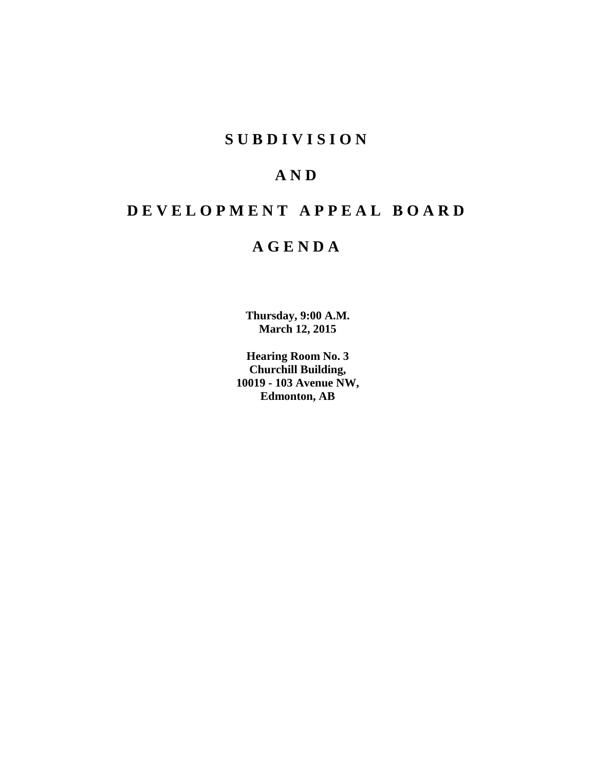# S U B D I V I S I O N

# A N D

# D E V E L O P M E N T   A P P E A L   B O A R D

# A G E N D A

**Thursday, 9:00 A.M.**
**March 12, 2015**

**Hearing Room No. 3**
**Churchill Building,**
**10019 - 103 Avenue NW,**
**Edmonton, AB**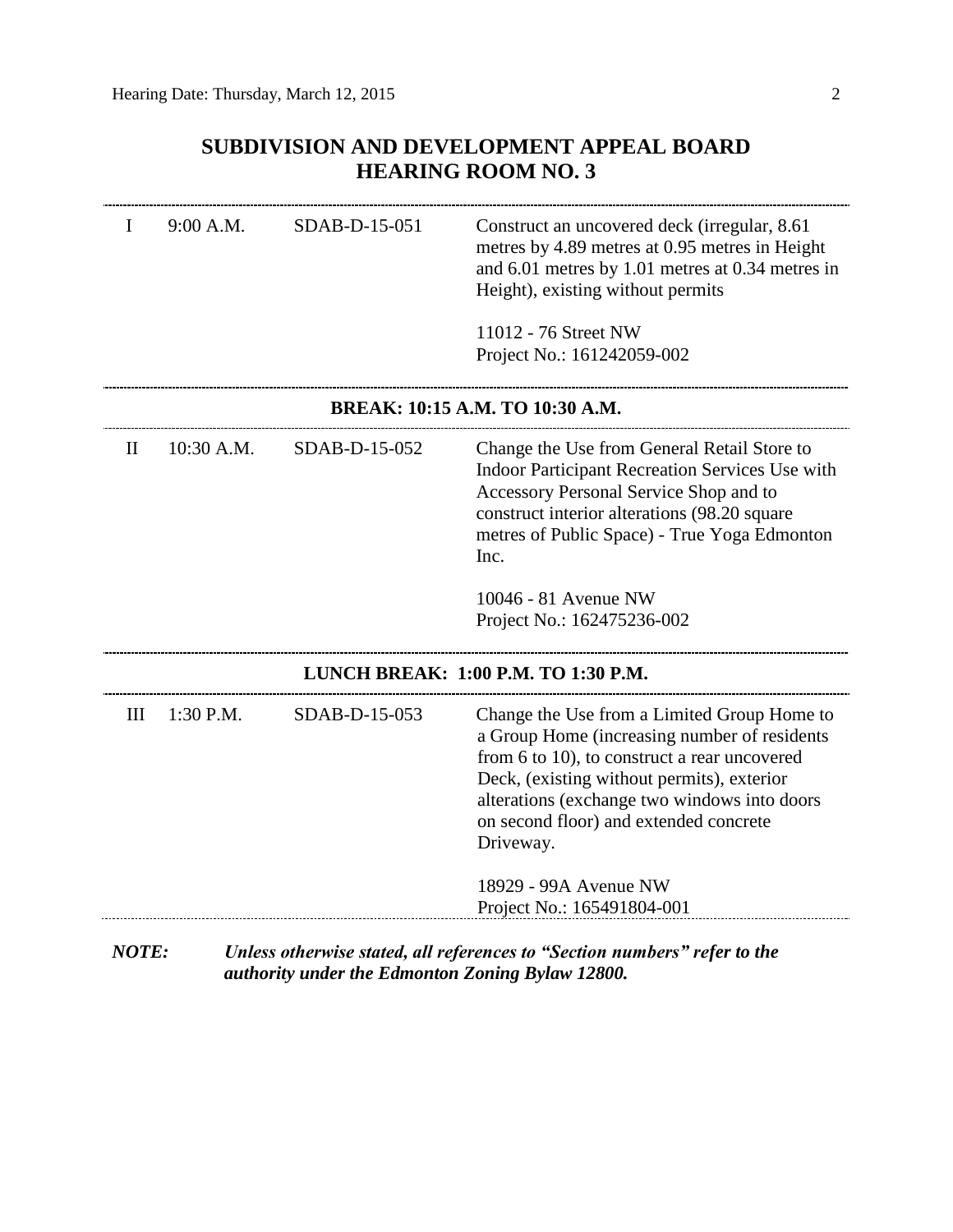## SUBDIVISION AND DEVELOPMENT APPEAL BOARD
## HEARING ROOM NO. 3

| | | | |
|---|---|---|---|
| I | 9:00 A.M. | SDAB-D-15-051 | Construct an uncovered deck (irregular, 8.61 metres by 4.89 metres at 0.95 metres in Height and 6.01 metres by 1.01 metres at 0.34 metres in Height), existing without permits<br><br>11012 - 76 Street NW<br>Project No.: 161242059-002 |

**BREAK: 10:15 A.M. TO 10:30 A.M.**

| | | | |
|---|---|---|---|
| II | 10:30 A.M. | SDAB-D-15-052 | Change the Use from General Retail Store to Indoor Participant Recreation Services Use with Accessory Personal Service Shop and to construct interior alterations (98.20 square metres of Public Space) - True Yoga Edmonton Inc.<br><br>10046 - 81 Avenue NW<br>Project No.: 162475236-002 |

**LUNCH BREAK: 1:00 P.M. TO 1:30 P.M.**

| | | | |
|---|---|---|---|
| III | 1:30 P.M. | SDAB-D-15-053 | Change the Use from a Limited Group Home to a Group Home (increasing number of residents from 6 to 10), to construct a rear uncovered Deck, (existing without permits), exterior alterations (exchange two windows into doors on second floor) and extended concrete Driveway.<br><br>18929 - 99A Avenue NW<br>Project No.: 165491804-001 |

***NOTE: Unless otherwise stated, all references to "Section numbers" refer to the authority under the Edmonton Zoning Bylaw 12800.***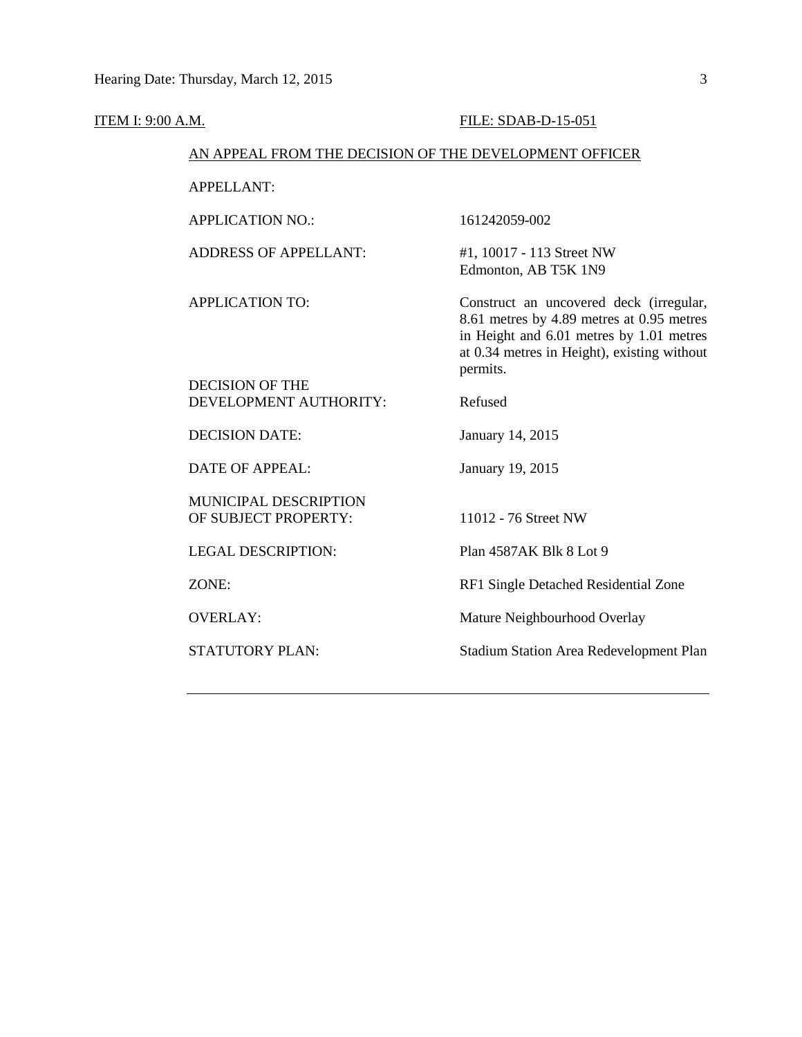<u>ITEM I: 9:00 A.M.</u> <u>FILE: SDAB-D-15-051</u>

<u>AN APPEAL FROM THE DECISION OF THE DEVELOPMENT OFFICER</u>

| | |
|---|---|
| APPELLANT: | |
| APPLICATION NO.: | 161242059-002 |
| ADDRESS OF APPELLANT: | #1, 10017 - 113 Street NW<br>Edmonton, AB T5K 1N9 |
| APPLICATION TO: | Construct an uncovered deck (irregular, 8.61 metres by 4.89 metres at 0.95 metres in Height and 6.01 metres by 1.01 metres at 0.34 metres in Height), existing without permits. |
| DECISION OF THE DEVELOPMENT AUTHORITY: | Refused |
| DECISION DATE: | January 14, 2015 |
| DATE OF APPEAL: | January 19, 2015 |
| MUNICIPAL DESCRIPTION OF SUBJECT PROPERTY: | 11012 - 76 Street NW |
| LEGAL DESCRIPTION: | Plan 4587AK Blk 8 Lot 9 |
| ZONE: | RF1 Single Detached Residential Zone |
| OVERLAY: | Mature Neighbourhood Overlay |
| STATUTORY PLAN: | Stadium Station Area Redevelopment Plan |

---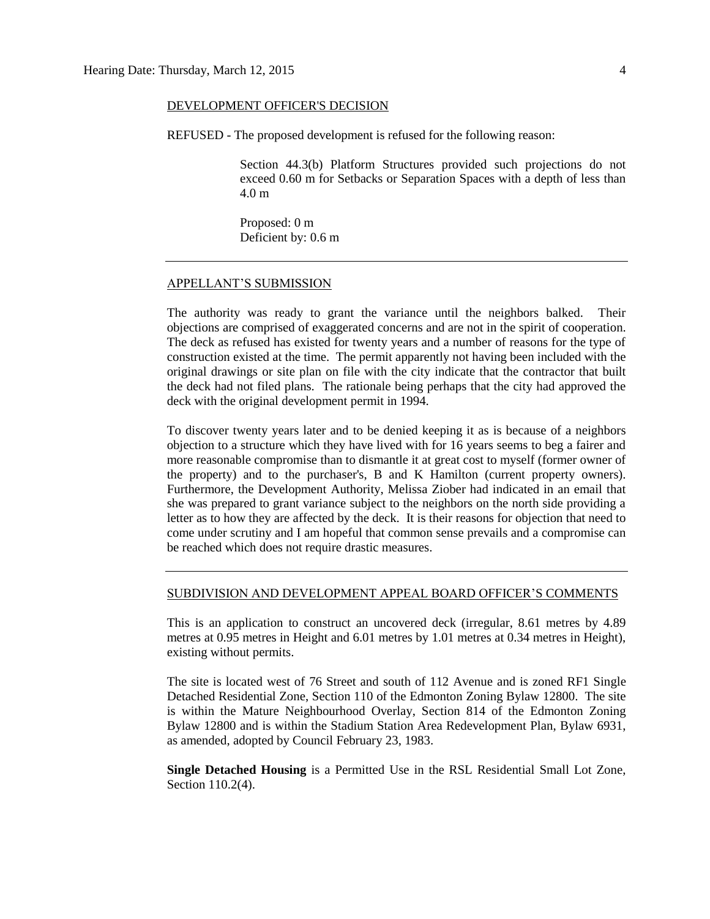DEVELOPMENT OFFICER'S DECISION

REFUSED - The proposed development is refused for the following reason:

> Section 44.3(b) Platform Structures provided such projections do not exceed 0.60 m for Setbacks or Separation Spaces with a depth of less than 4.0 m
>
> Proposed: 0 m
> Deficient by: 0.6 m

---

APPELLANT'S SUBMISSION

The authority was ready to grant the variance until the neighbors balked. Their objections are comprised of exaggerated concerns and are not in the spirit of cooperation. The deck as refused has existed for twenty years and a number of reasons for the type of construction existed at the time. The permit apparently not having been included with the original drawings or site plan on file with the city indicate that the contractor that built the deck had not filed plans. The rationale being perhaps that the city had approved the deck with the original development permit in 1994.

To discover twenty years later and to be denied keeping it as is because of a neighbors objection to a structure which they have lived with for 16 years seems to beg a fairer and more reasonable compromise than to dismantle it at great cost to myself (former owner of the property) and to the purchaser's, B and K Hamilton (current property owners). Furthermore, the Development Authority, Melissa Ziober had indicated in an email that she was prepared to grant variance subject to the neighbors on the north side providing a letter as to how they are affected by the deck. It is their reasons for objection that need to come under scrutiny and I am hopeful that common sense prevails and a compromise can be reached which does not require drastic measures.

---

SUBDIVISION AND DEVELOPMENT APPEAL BOARD OFFICER'S COMMENTS

This is an application to construct an uncovered deck (irregular, 8.61 metres by 4.89 metres at 0.95 metres in Height and 6.01 metres by 1.01 metres at 0.34 metres in Height), existing without permits.

The site is located west of 76 Street and south of 112 Avenue and is zoned RF1 Single Detached Residential Zone, Section 110 of the Edmonton Zoning Bylaw 12800. The site is within the Mature Neighbourhood Overlay, Section 814 of the Edmonton Zoning Bylaw 12800 and is within the Stadium Station Area Redevelopment Plan, Bylaw 6931, as amended, adopted by Council February 23, 1983.

**Single Detached Housing** is a Permitted Use in the RSL Residential Small Lot Zone, Section 110.2(4).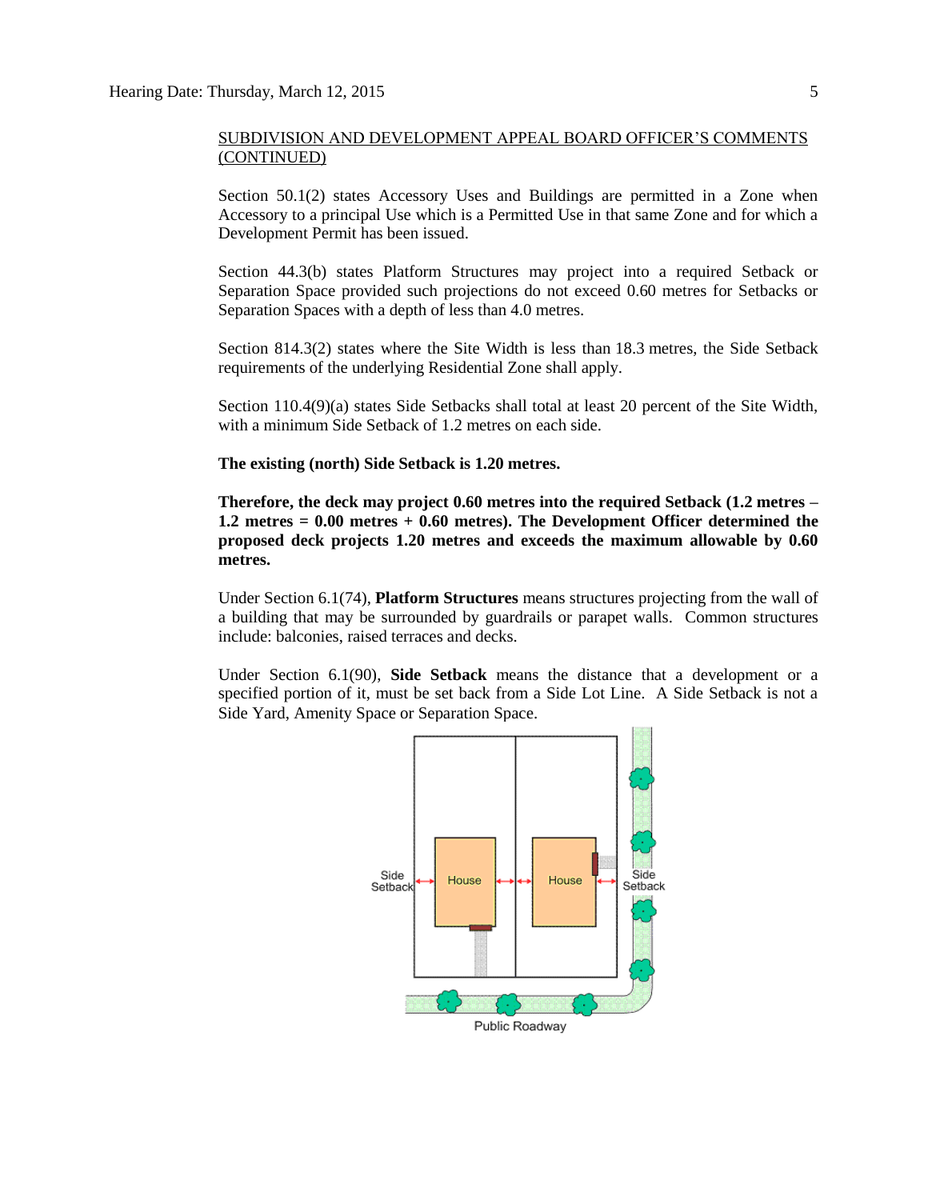SUBDIVISION AND DEVELOPMENT APPEAL BOARD OFFICER'S COMMENTS (CONTINUED)

Section 50.1(2) states Accessory Uses and Buildings are permitted in a Zone when Accessory to a principal Use which is a Permitted Use in that same Zone and for which a Development Permit has been issued.

Section 44.3(b) states Platform Structures may project into a required Setback or Separation Space provided such projections do not exceed 0.60 metres for Setbacks or Separation Spaces with a depth of less than 4.0 metres.

Section 814.3(2) states where the Site Width is less than 18.3 metres, the Side Setback requirements of the underlying Residential Zone shall apply.

Section 110.4(9)(a) states Side Setbacks shall total at least 20 percent of the Site Width, with a minimum Side Setback of 1.2 metres on each side.

**The existing (north) Side Setback is 1.20 metres.**

**Therefore, the deck may project 0.60 metres into the required Setback (1.2 metres – 1.2 metres = 0.00 metres + 0.60 metres). The Development Officer determined the proposed deck projects 1.20 metres and exceeds the maximum allowable by 0.60 metres.**

Under Section 6.1(74), **Platform Structures** means structures projecting from the wall of a building that may be surrounded by guardrails or parapet walls. Common structures include: balconies, raised terraces and decks.

Under Section 6.1(90), **Side Setback** means the distance that a development or a specified portion of it, must be set back from a Side Lot Line. A Side Setback is not a Side Yard, Amenity Space or Separation Space.

Side Setback | House | House | Side Setback

Public Roadway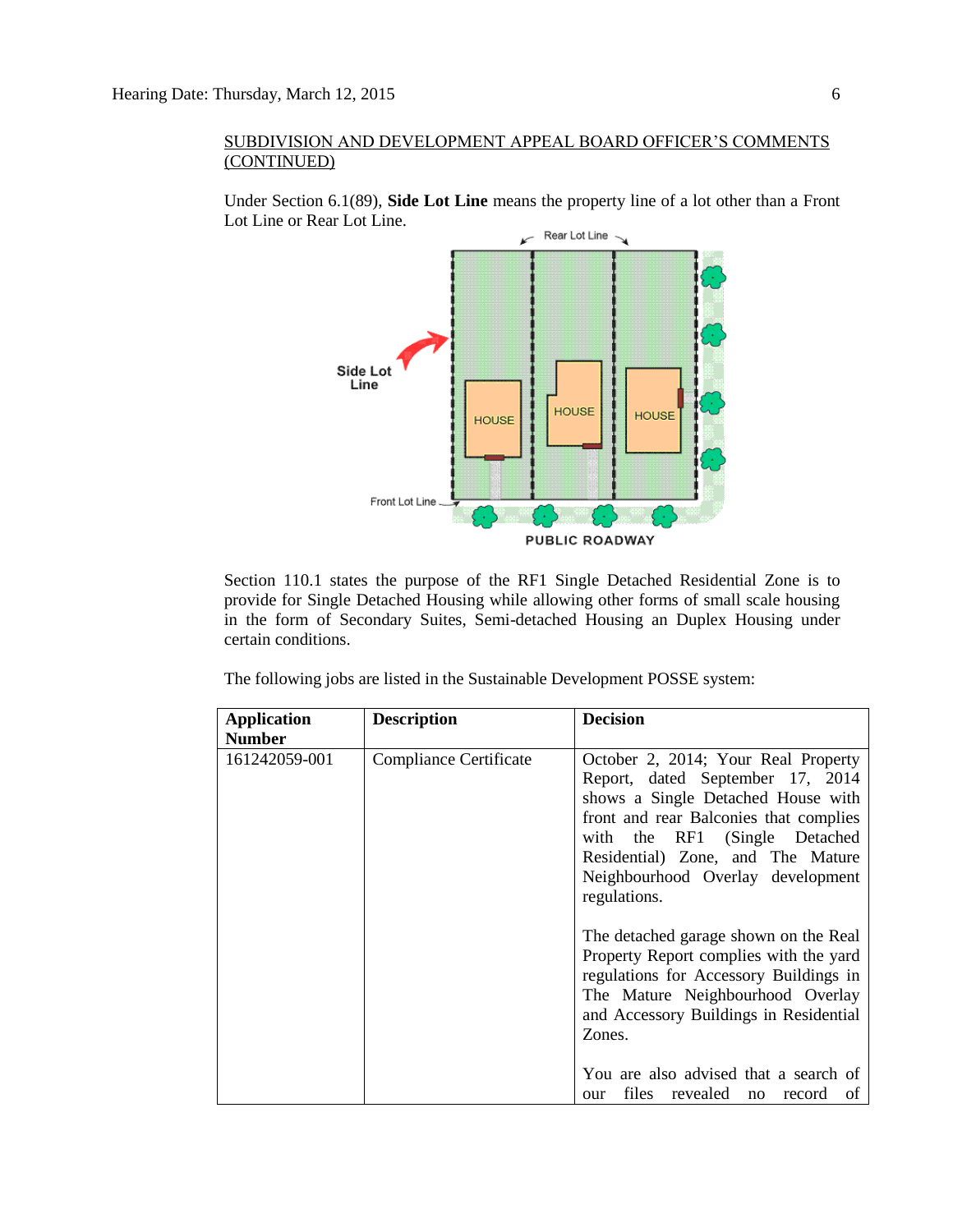SUBDIVISION AND DEVELOPMENT APPEAL BOARD OFFICER'S COMMENTS (CONTINUED)

Under Section 6.1(89), **Side Lot Line** means the property line of a lot other than a Front Lot Line or Rear Lot Line.

Section 110.1 states the purpose of the RF1 Single Detached Residential Zone is to provide for Single Detached Housing while allowing other forms of small scale housing in the form of Secondary Suites, Semi-detached Housing an Duplex Housing under certain conditions.

The following jobs are listed in the Sustainable Development POSSE system:

| Application Number | Description | Decision |
|---|---|---|
| 161242059-001 | Compliance Certificate | October 2, 2014; Your Real Property Report, dated September 17, 2014 shows a Single Detached House with front and rear Balconies that complies with the RF1 (Single Detached Residential) Zone, and The Mature Neighbourhood Overlay development regulations.<br><br>The detached garage shown on the Real Property Report complies with the yard regulations for Accessory Buildings in The Mature Neighbourhood Overlay and Accessory Buildings in Residential Zones.<br><br>You are also advised that a search of our files revealed no record of |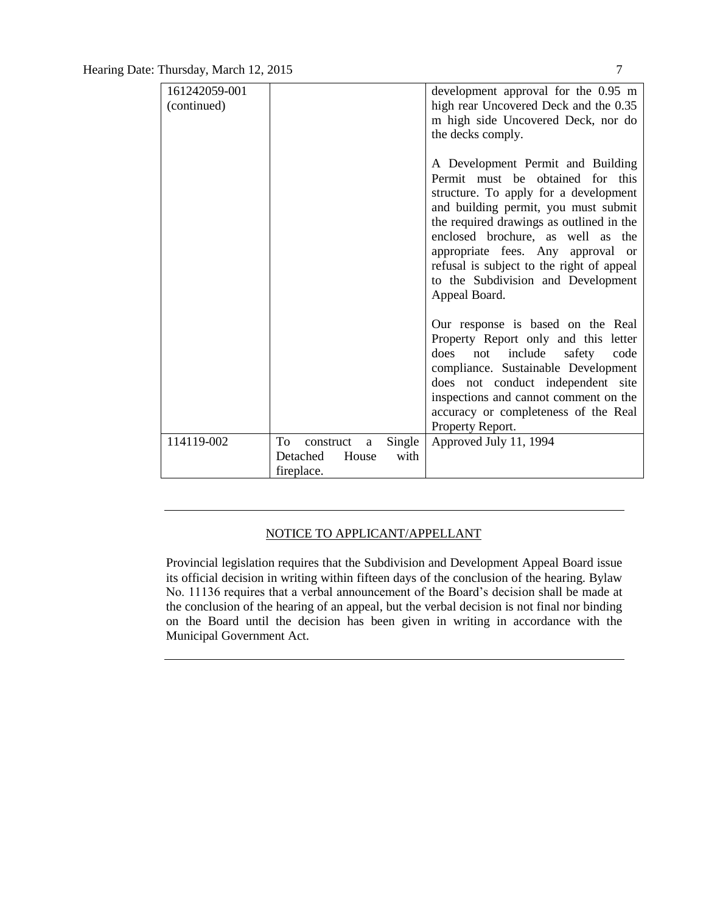| | | |
|---|---|---|
| 161242059-001 (continued) | | development approval for the 0.95 m high rear Uncovered Deck and the 0.35 m high side Uncovered Deck, nor do the decks comply.<br><br>A Development Permit and Building Permit must be obtained for this structure. To apply for a development and building permit, you must submit the required drawings as outlined in the enclosed brochure, as well as the appropriate fees. Any approval or refusal is subject to the right of appeal to the Subdivision and Development Appeal Board.<br><br>Our response is based on the Real Property Report only and this letter does not include safety code compliance. Sustainable Development does not conduct independent site inspections and cannot comment on the accuracy or completeness of the Real Property Report. |
| 114119-002 | To construct a Single Detached House with fireplace. | Approved July 11, 1994 |

---

NOTICE TO APPLICANT/APPELLANT

Provincial legislation requires that the Subdivision and Development Appeal Board issue its official decision in writing within fifteen days of the conclusion of the hearing. Bylaw No. 11136 requires that a verbal announcement of the Board's decision shall be made at the conclusion of the hearing of an appeal, but the verbal decision is not final nor binding on the Board until the decision has been given in writing in accordance with the Municipal Government Act.

---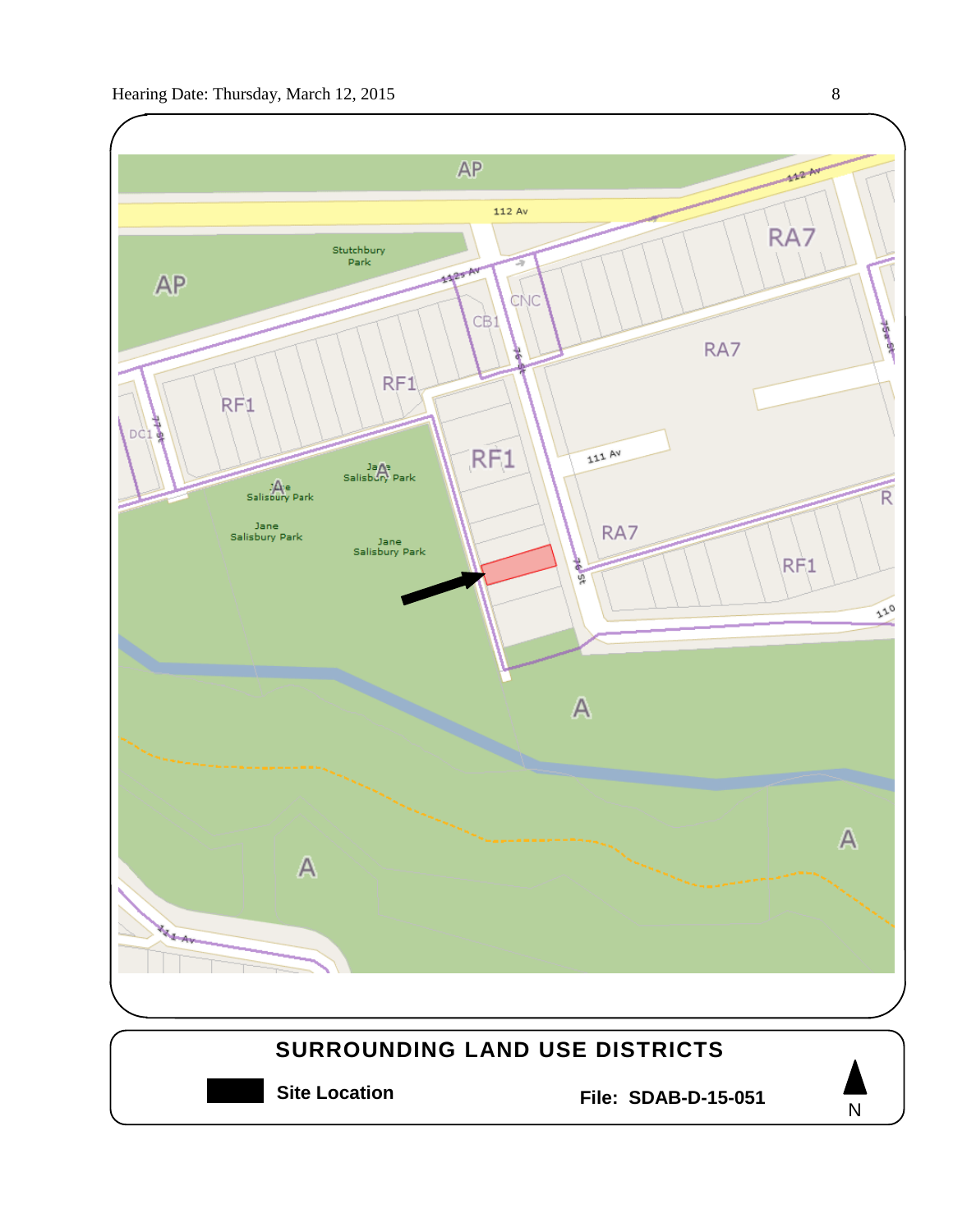## SURROUNDING LAND USE DISTRICTS

**Site Location**

**File: SDAB-D-15-051**

N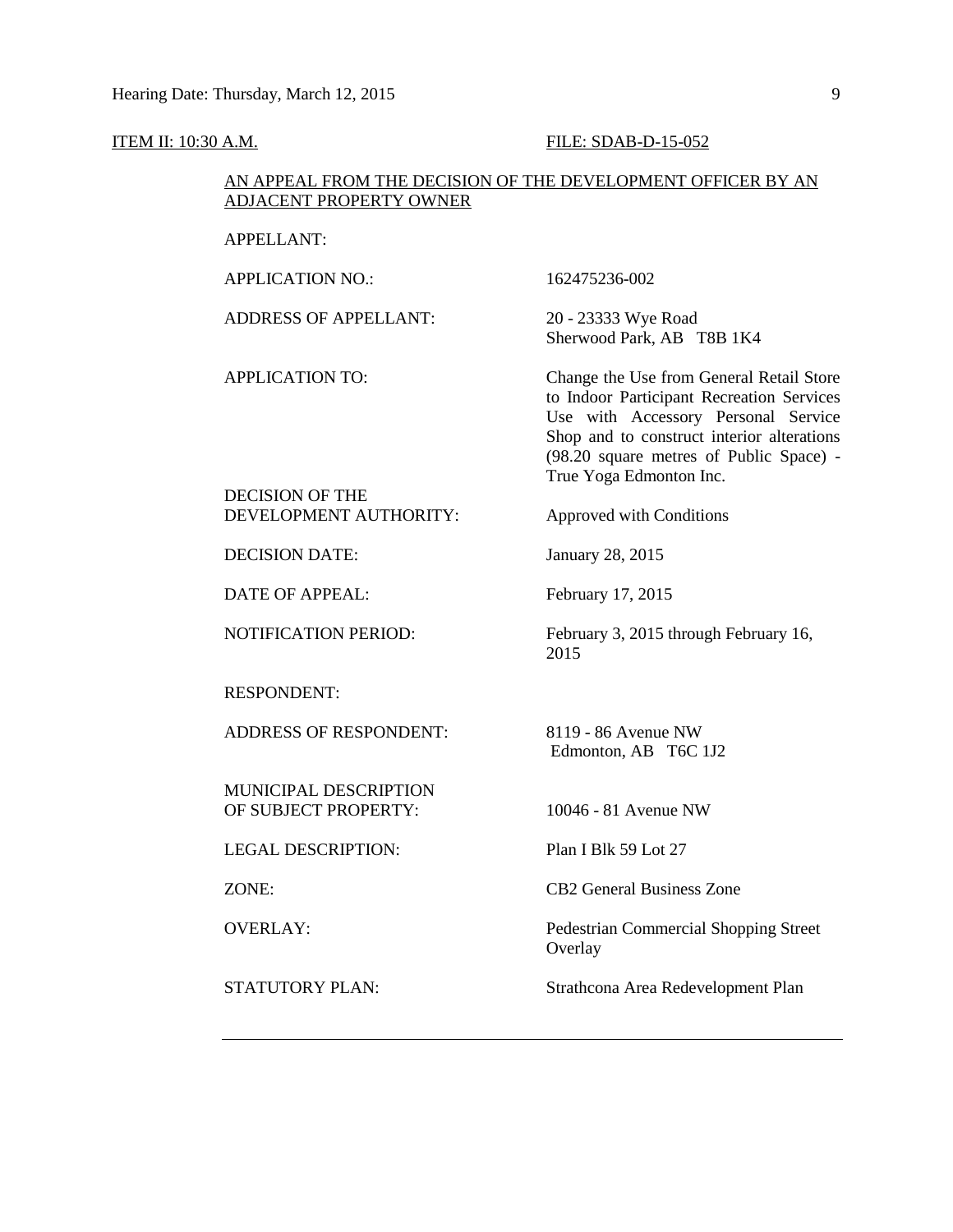ITEM II: 10:30 A.M. FILE: SDAB-D-15-052

AN APPEAL FROM THE DECISION OF THE DEVELOPMENT OFFICER BY AN ADJACENT PROPERTY OWNER

| | |
|---|---|
| APPELLANT: | |
| APPLICATION NO.: | 162475236-002 |
| ADDRESS OF APPELLANT: | 20 - 23333 Wye Road<br>Sherwood Park, AB T8B 1K4 |
| APPLICATION TO: | Change the Use from General Retail Store to Indoor Participant Recreation Services Use with Accessory Personal Service Shop and to construct interior alterations (98.20 square metres of Public Space) - True Yoga Edmonton Inc. |
| DECISION OF THE DEVELOPMENT AUTHORITY: | Approved with Conditions |
| DECISION DATE: | January 28, 2015 |
| DATE OF APPEAL: | February 17, 2015 |
| NOTIFICATION PERIOD: | February 3, 2015 through February 16, 2015 |
| RESPONDENT: | |
| ADDRESS OF RESPONDENT: | 8119 - 86 Avenue NW<br>Edmonton, AB T6C 1J2 |
| MUNICIPAL DESCRIPTION OF SUBJECT PROPERTY: | 10046 - 81 Avenue NW |
| LEGAL DESCRIPTION: | Plan I Blk 59 Lot 27 |
| ZONE: | CB2 General Business Zone |
| OVERLAY: | Pedestrian Commercial Shopping Street Overlay |
| STATUTORY PLAN: | Strathcona Area Redevelopment Plan |

---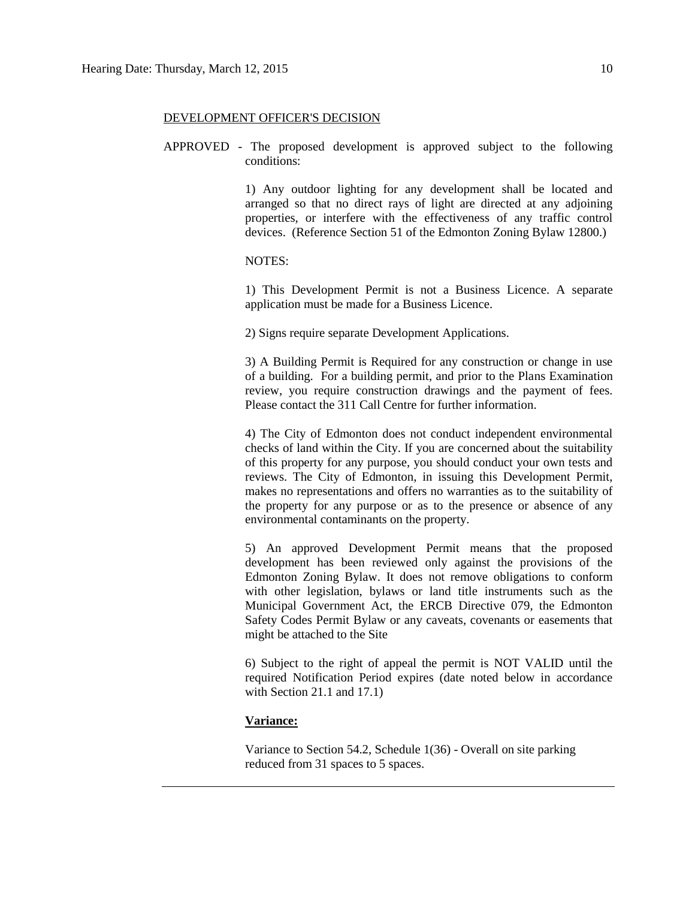DEVELOPMENT OFFICER'S DECISION

APPROVED - The proposed development is approved subject to the following conditions:

1) Any outdoor lighting for any development shall be located and arranged so that no direct rays of light are directed at any adjoining properties, or interfere with the effectiveness of any traffic control devices. (Reference Section 51 of the Edmonton Zoning Bylaw 12800.)

NOTES:

1) This Development Permit is not a Business Licence. A separate application must be made for a Business Licence.

2) Signs require separate Development Applications.

3) A Building Permit is Required for any construction or change in use of a building. For a building permit, and prior to the Plans Examination review, you require construction drawings and the payment of fees. Please contact the 311 Call Centre for further information.

4) The City of Edmonton does not conduct independent environmental checks of land within the City. If you are concerned about the suitability of this property for any purpose, you should conduct your own tests and reviews. The City of Edmonton, in issuing this Development Permit, makes no representations and offers no warranties as to the suitability of the property for any purpose or as to the presence or absence of any environmental contaminants on the property.

5) An approved Development Permit means that the proposed development has been reviewed only against the provisions of the Edmonton Zoning Bylaw. It does not remove obligations to conform with other legislation, bylaws or land title instruments such as the Municipal Government Act, the ERCB Directive 079, the Edmonton Safety Codes Permit Bylaw or any caveats, covenants or easements that might be attached to the Site

6) Subject to the right of appeal the permit is NOT VALID until the required Notification Period expires (date noted below in accordance with Section 21.1 and 17.1)

**Variance:**

Variance to Section 54.2, Schedule 1(36) - Overall on site parking reduced from 31 spaces to 5 spaces.

---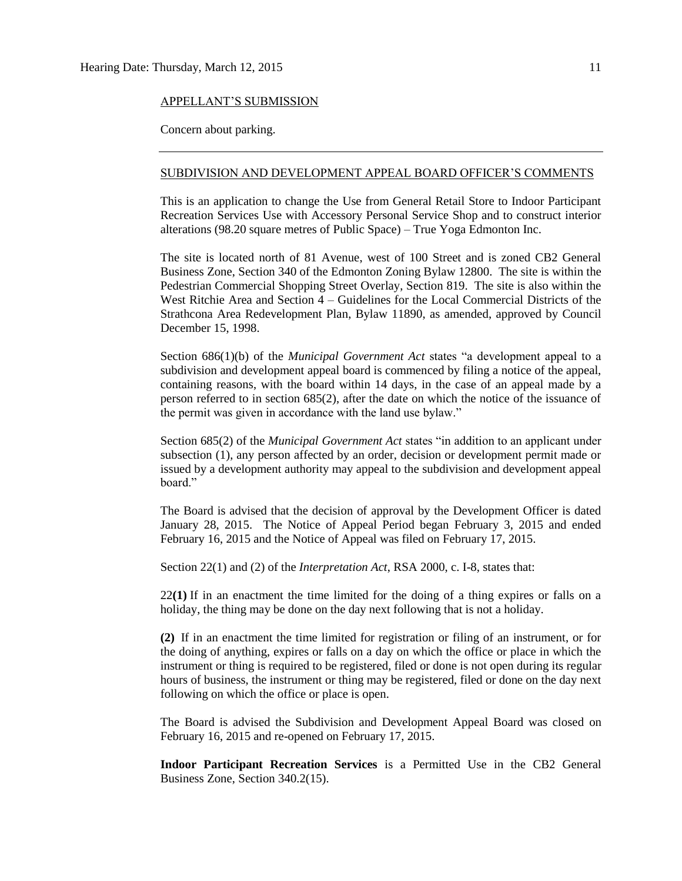APPELLANT'S SUBMISSION

Concern about parking.

---

SUBDIVISION AND DEVELOPMENT APPEAL BOARD OFFICER'S COMMENTS

This is an application to change the Use from General Retail Store to Indoor Participant Recreation Services Use with Accessory Personal Service Shop and to construct interior alterations (98.20 square metres of Public Space) – True Yoga Edmonton Inc.

The site is located north of 81 Avenue, west of 100 Street and is zoned CB2 General Business Zone, Section 340 of the Edmonton Zoning Bylaw 12800. The site is within the Pedestrian Commercial Shopping Street Overlay, Section 819. The site is also within the West Ritchie Area and Section 4 – Guidelines for the Local Commercial Districts of the Strathcona Area Redevelopment Plan, Bylaw 11890, as amended, approved by Council December 15, 1998.

Section 686(1)(b) of the *Municipal Government Act* states "a development appeal to a subdivision and development appeal board is commenced by filing a notice of the appeal, containing reasons, with the board within 14 days, in the case of an appeal made by a person referred to in section 685(2), after the date on which the notice of the issuance of the permit was given in accordance with the land use bylaw."

Section 685(2) of the *Municipal Government Act* states "in addition to an applicant under subsection (1), any person affected by an order, decision or development permit made or issued by a development authority may appeal to the subdivision and development appeal board."

The Board is advised that the decision of approval by the Development Officer is dated January 28, 2015. The Notice of Appeal Period began February 3, 2015 and ended February 16, 2015 and the Notice of Appeal was filed on February 17, 2015.

Section 22(1) and (2) of the *Interpretation Act*, RSA 2000, c. I-8, states that:

22**(1)** If in an enactment the time limited for the doing of a thing expires or falls on a holiday, the thing may be done on the day next following that is not a holiday.

**(2)** If in an enactment the time limited for registration or filing of an instrument, or for the doing of anything, expires or falls on a day on which the office or place in which the instrument or thing is required to be registered, filed or done is not open during its regular hours of business, the instrument or thing may be registered, filed or done on the day next following on which the office or place is open.

The Board is advised the Subdivision and Development Appeal Board was closed on February 16, 2015 and re-opened on February 17, 2015.

**Indoor Participant Recreation Services** is a Permitted Use in the CB2 General Business Zone, Section 340.2(15).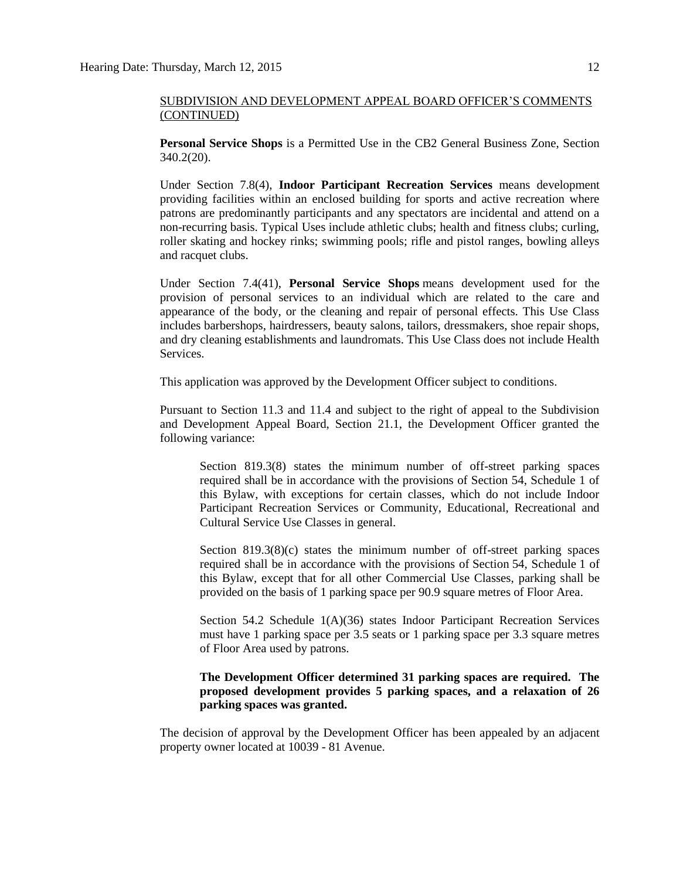SUBDIVISION AND DEVELOPMENT APPEAL BOARD OFFICER'S COMMENTS (CONTINUED)

**Personal Service Shops** is a Permitted Use in the CB2 General Business Zone, Section 340.2(20).

Under Section 7.8(4), **Indoor Participant Recreation Services** means development providing facilities within an enclosed building for sports and active recreation where patrons are predominantly participants and any spectators are incidental and attend on a non-recurring basis. Typical Uses include athletic clubs; health and fitness clubs; curling, roller skating and hockey rinks; swimming pools; rifle and pistol ranges, bowling alleys and racquet clubs.

Under Section 7.4(41), **Personal Service Shops** means development used for the provision of personal services to an individual which are related to the care and appearance of the body, or the cleaning and repair of personal effects. This Use Class includes barbershops, hairdressers, beauty salons, tailors, dressmakers, shoe repair shops, and dry cleaning establishments and laundromats. This Use Class does not include Health Services.

This application was approved by the Development Officer subject to conditions.

Pursuant to Section 11.3 and 11.4 and subject to the right of appeal to the Subdivision and Development Appeal Board, Section 21.1, the Development Officer granted the following variance:

> Section 819.3(8) states the minimum number of off-street parking spaces required shall be in accordance with the provisions of Section 54, Schedule 1 of this Bylaw, with exceptions for certain classes, which do not include Indoor Participant Recreation Services or Community, Educational, Recreational and Cultural Service Use Classes in general.
>
> Section 819.3(8)(c) states the minimum number of off-street parking spaces required shall be in accordance with the provisions of Section 54, Schedule 1 of this Bylaw, except that for all other Commercial Use Classes, parking shall be provided on the basis of 1 parking space per 90.9 square metres of Floor Area.
>
> Section 54.2 Schedule 1(A)(36) states Indoor Participant Recreation Services must have 1 parking space per 3.5 seats or 1 parking space per 3.3 square metres of Floor Area used by patrons.
>
> **The Development Officer determined 31 parking spaces are required. The proposed development provides 5 parking spaces, and a relaxation of 26 parking spaces was granted.**

The decision of approval by the Development Officer has been appealed by an adjacent property owner located at 10039 - 81 Avenue.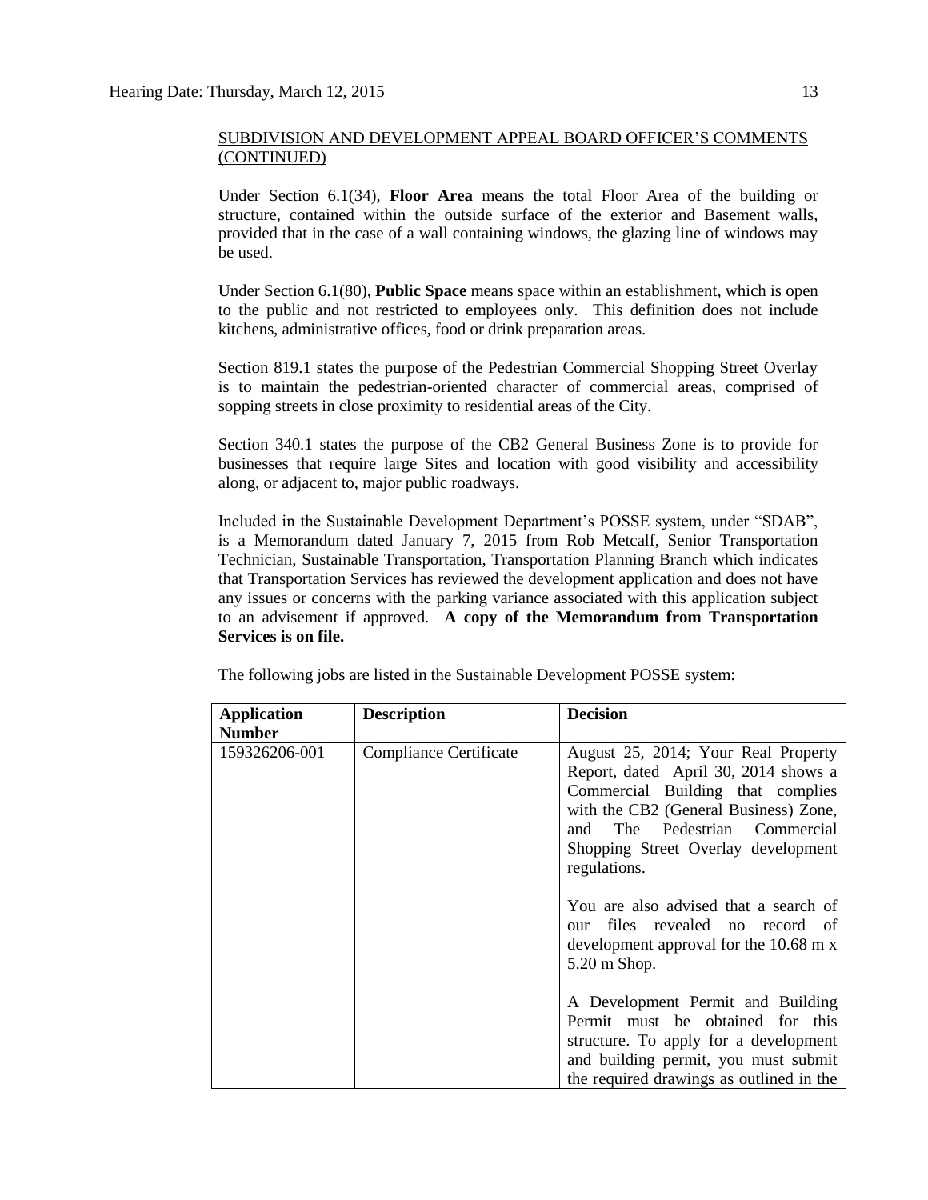SUBDIVISION AND DEVELOPMENT APPEAL BOARD OFFICER'S COMMENTS (CONTINUED)

Under Section 6.1(34), **Floor Area** means the total Floor Area of the building or structure, contained within the outside surface of the exterior and Basement walls, provided that in the case of a wall containing windows, the glazing line of windows may be used.

Under Section 6.1(80), **Public Space** means space within an establishment, which is open to the public and not restricted to employees only. This definition does not include kitchens, administrative offices, food or drink preparation areas.

Section 819.1 states the purpose of the Pedestrian Commercial Shopping Street Overlay is to maintain the pedestrian-oriented character of commercial areas, comprised of sopping streets in close proximity to residential areas of the City.

Section 340.1 states the purpose of the CB2 General Business Zone is to provide for businesses that require large Sites and location with good visibility and accessibility along, or adjacent to, major public roadways.

Included in the Sustainable Development Department's POSSE system, under "SDAB", is a Memorandum dated January 7, 2015 from Rob Metcalf, Senior Transportation Technician, Sustainable Transportation, Transportation Planning Branch which indicates that Transportation Services has reviewed the development application and does not have any issues or concerns with the parking variance associated with this application subject to an advisement if approved. **A copy of the Memorandum from Transportation Services is on file.**

The following jobs are listed in the Sustainable Development POSSE system:

| Application Number | Description | Decision |
|---|---|---|
| 159326206-001 | Compliance Certificate | August 25, 2014; Your Real Property Report, dated April 30, 2014 shows a Commercial Building that complies with the CB2 (General Business) Zone, and The Pedestrian Commercial Shopping Street Overlay development regulations.<br><br>You are also advised that a search of our files revealed no record of development approval for the 10.68 m x 5.20 m Shop.<br><br>A Development Permit and Building Permit must be obtained for this structure. To apply for a development and building permit, you must submit the required drawings as outlined in the |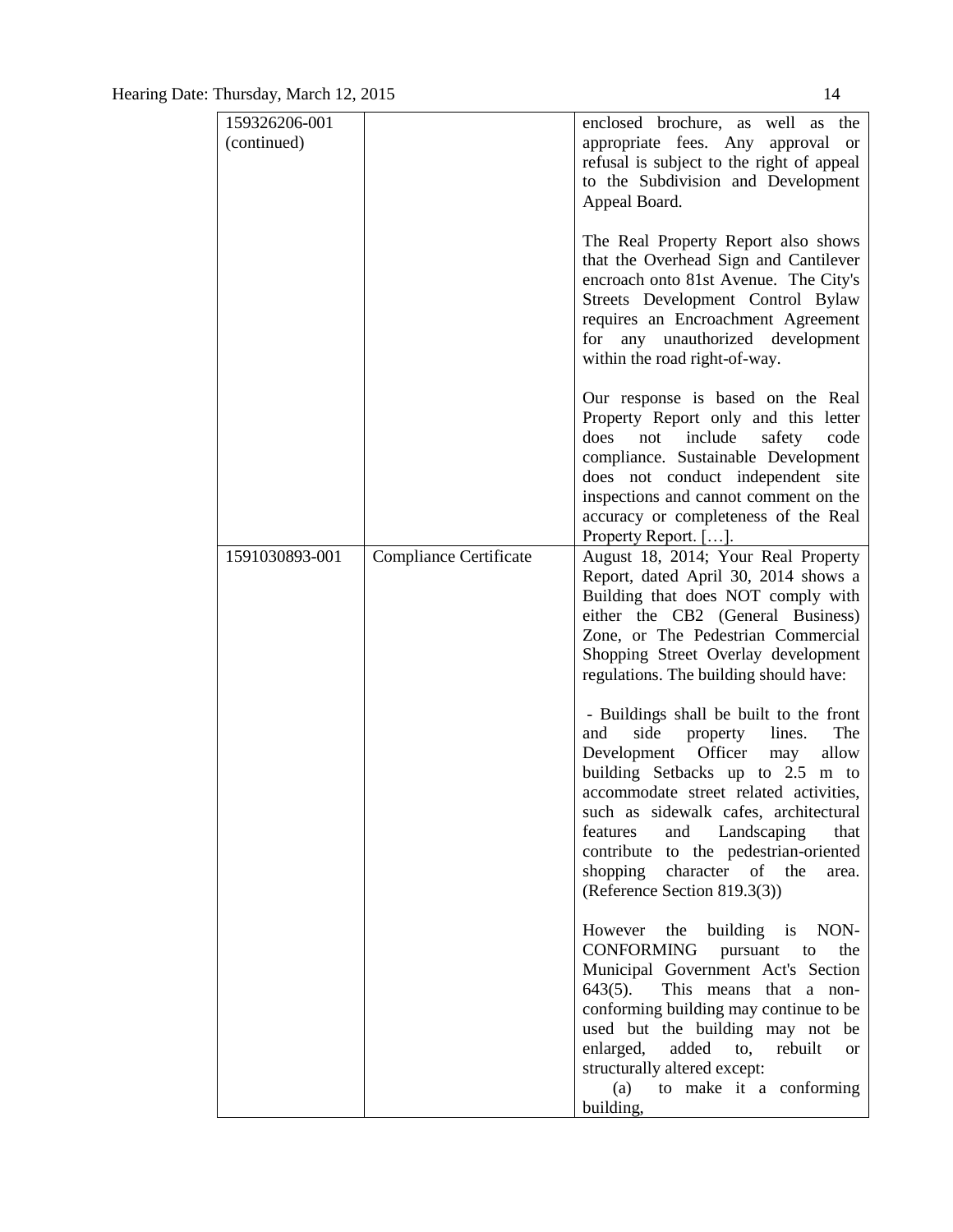| | | |
|---|---|---|
| 159326206-001 (continued) | | enclosed brochure, as well as the appropriate fees. Any approval or refusal is subject to the right of appeal to the Subdivision and Development Appeal Board.<br><br>The Real Property Report also shows that the Overhead Sign and Cantilever encroach onto 81st Avenue. The City's Streets Development Control Bylaw requires an Encroachment Agreement for any unauthorized development within the road right-of-way.<br><br>Our response is based on the Real Property Report only and this letter does not include safety code compliance. Sustainable Development does not conduct independent site inspections and cannot comment on the accuracy or completeness of the Real Property Report. […]. |
| 1591030893-001 | Compliance Certificate | August 18, 2014; Your Real Property Report, dated April 30, 2014 shows a Building that does NOT comply with either the CB2 (General Business) Zone, or The Pedestrian Commercial Shopping Street Overlay development regulations. The building should have:<br><br>- Buildings shall be built to the front and side property lines. The Development Officer may allow building Setbacks up to 2.5 m to accommodate street related activities, such as sidewalk cafes, architectural features and Landscaping that contribute to the pedestrian-oriented shopping character of the area. (Reference Section 819.3(3))<br><br>However the building is NON-CONFORMING pursuant to the Municipal Government Act's Section 643(5). This means that a non-conforming building may continue to be used but the building may not be enlarged, added to, rebuilt or structurally altered except:<br>(a) to make it a conforming building, |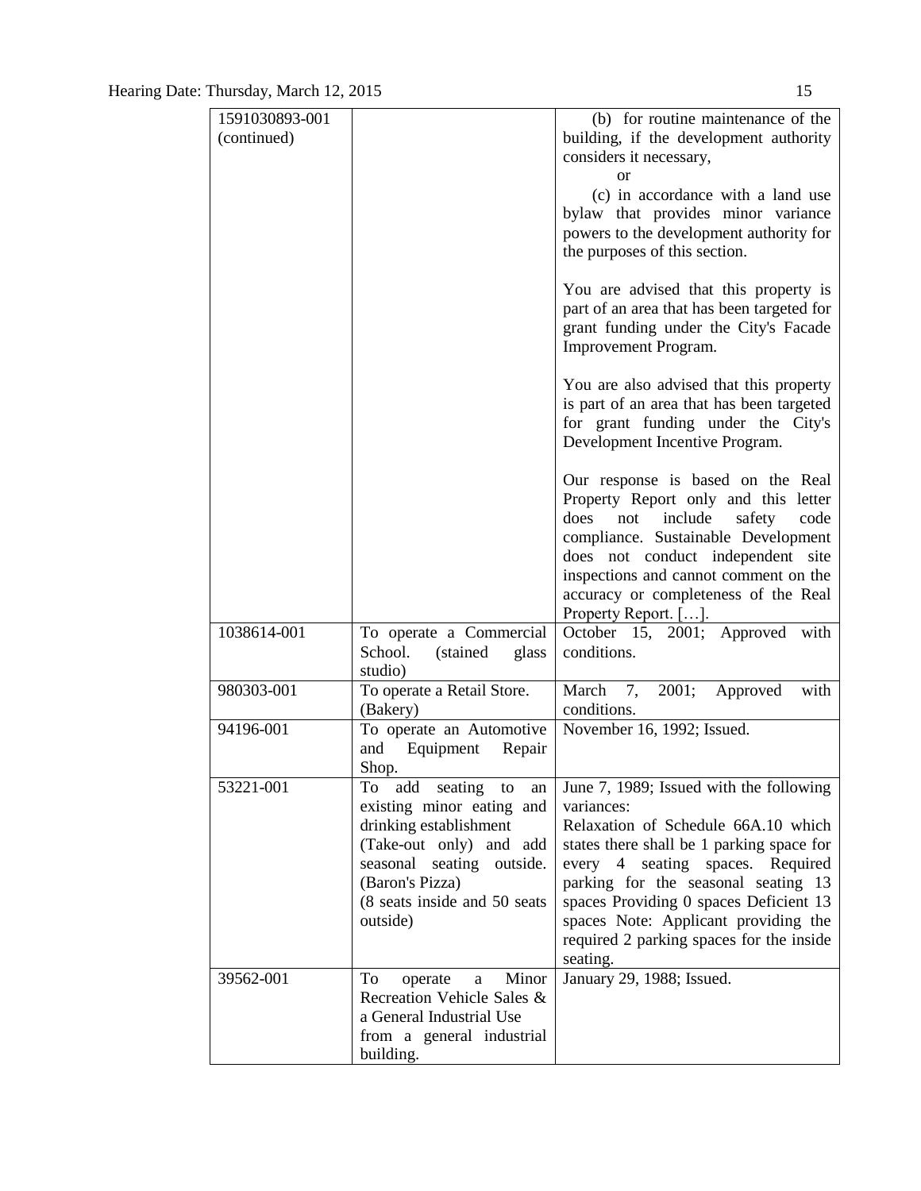| | | |
|---|---|---|
| 1591030893-001 (continued) | | (b) for routine maintenance of the building, if the development authority considers it necessary,<br><br>or<br><br>(c) in accordance with a land use bylaw that provides minor variance powers to the development authority for the purposes of this section.<br><br>You are advised that this property is part of an area that has been targeted for grant funding under the City's Facade Improvement Program.<br><br>You are also advised that this property is part of an area that has been targeted for grant funding under the City's Development Incentive Program.<br><br>Our response is based on the Real Property Report only and this letter does not include safety code compliance. Sustainable Development does not conduct independent site inspections and cannot comment on the accuracy or completeness of the Real Property Report. […]. |
| 1038614-001 | To operate a Commercial School. (stained glass studio) | October 15, 2001; Approved with conditions. |
| 980303-001 | To operate a Retail Store. (Bakery) | March 7, 2001; Approved with conditions. |
| 94196-001 | To operate an Automotive and Equipment Repair Shop. | November 16, 1992; Issued. |
| 53221-001 | To add seating to an existing minor eating and drinking establishment (Take-out only) and add seasonal seating outside. (Baron's Pizza)<br>(8 seats inside and 50 seats outside) | June 7, 1989; Issued with the following variances:<br>Relaxation of Schedule 66A.10 which states there shall be 1 parking space for every 4 seating spaces. Required parking for the seasonal seating 13 spaces Providing 0 spaces Deficient 13 spaces Note: Applicant providing the required 2 parking spaces for the inside seating. |
| 39562-001 | To operate a Minor Recreation Vehicle Sales & a General Industrial Use from a general industrial building. | January 29, 1988; Issued. |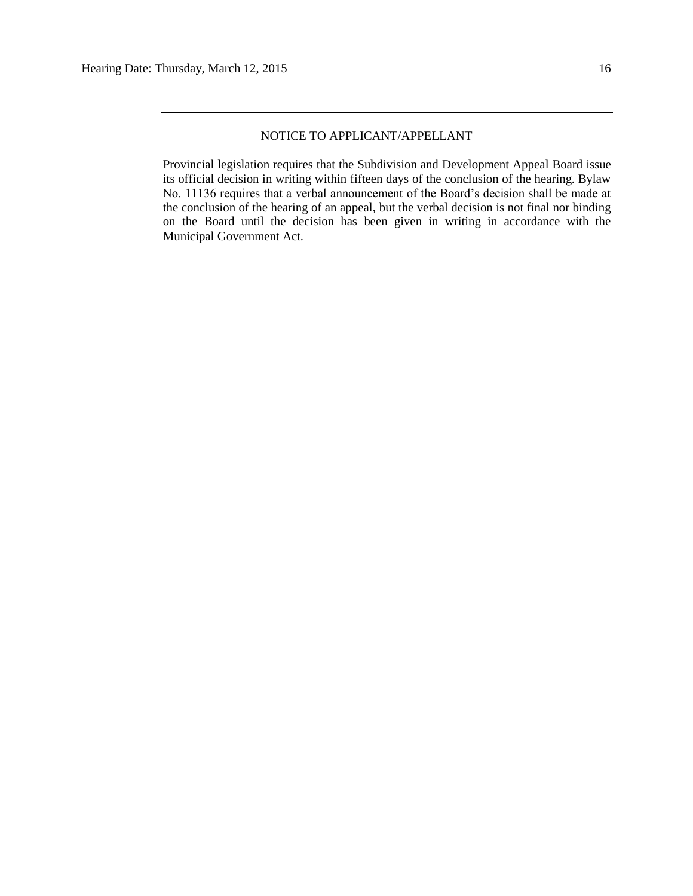---

NOTICE TO APPLICANT/APPELLANT

Provincial legislation requires that the Subdivision and Development Appeal Board issue its official decision in writing within fifteen days of the conclusion of the hearing. Bylaw No. 11136 requires that a verbal announcement of the Board's decision shall be made at the conclusion of the hearing of an appeal, but the verbal decision is not final nor binding on the Board until the decision has been given in writing in accordance with the Municipal Government Act.

---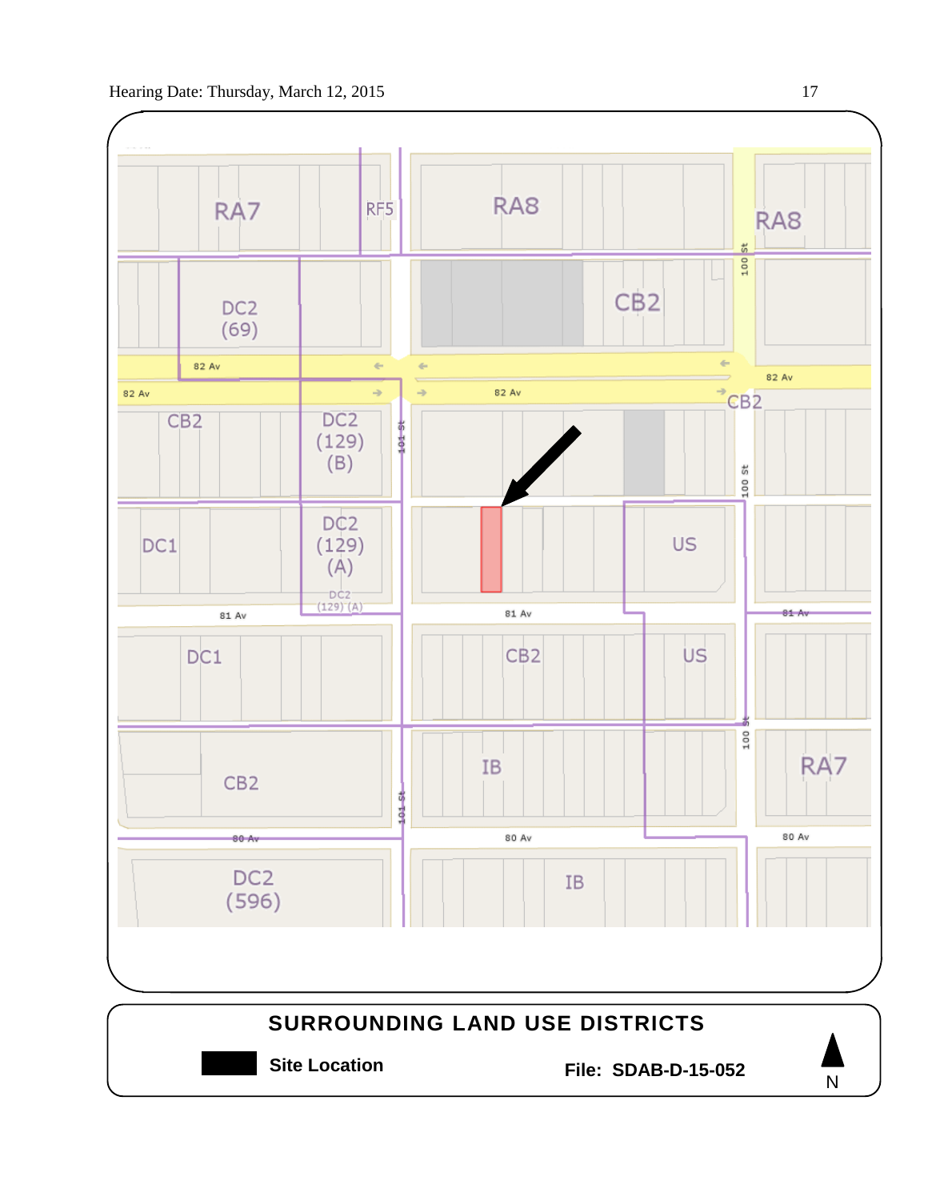RA7 | RF5 | RA8 | RA8

DC2 (69) | CB2

82 Av | 82 Av | 82 Av

CB2 | DC2 (129) (B) | 101 St | 100 St | CB2

DC1 | DC2 (129) (A) | US

81 Av | 81 Av | 81 Av

DC1 | CB2 | US

CB2 | IB | 100 St | RA7

80 Av | 80 Av | 80 Av

DC2 (596) | IB

## SURROUNDING LAND USE DISTRICTS

**Site Location**

**File: SDAB-D-15-052**

N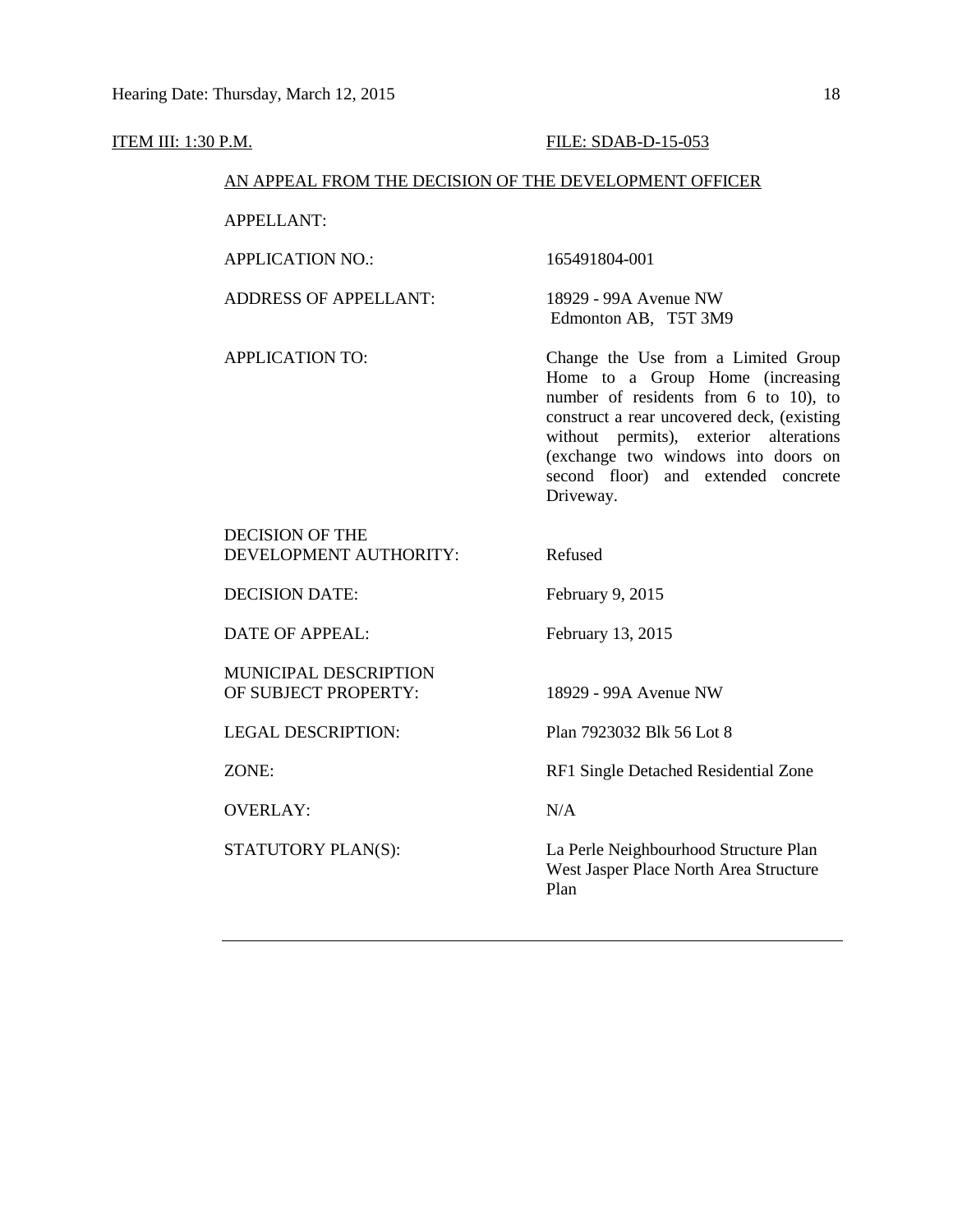ITEM III: 1:30 P.M. FILE: SDAB-D-15-053

AN APPEAL FROM THE DECISION OF THE DEVELOPMENT OFFICER

| | |
|---|---|
| APPELLANT: | |
| APPLICATION NO.: | 165491804-001 |
| ADDRESS OF APPELLANT: | 18929 - 99A Avenue NW Edmonton AB, T5T 3M9 |
| APPLICATION TO: | Change the Use from a Limited Group Home to a Group Home (increasing number of residents from 6 to 10), to construct a rear uncovered deck, (existing without permits), exterior alterations (exchange two windows into doors on second floor) and extended concrete Driveway. |
| DECISION OF THE DEVELOPMENT AUTHORITY: | Refused |
| DECISION DATE: | February 9, 2015 |
| DATE OF APPEAL: | February 13, 2015 |
| MUNICIPAL DESCRIPTION OF SUBJECT PROPERTY: | 18929 - 99A Avenue NW |
| LEGAL DESCRIPTION: | Plan 7923032 Blk 56 Lot 8 |
| ZONE: | RF1 Single Detached Residential Zone |
| OVERLAY: | N/A |
| STATUTORY PLAN(S): | La Perle Neighbourhood Structure Plan West Jasper Place North Area Structure Plan |

---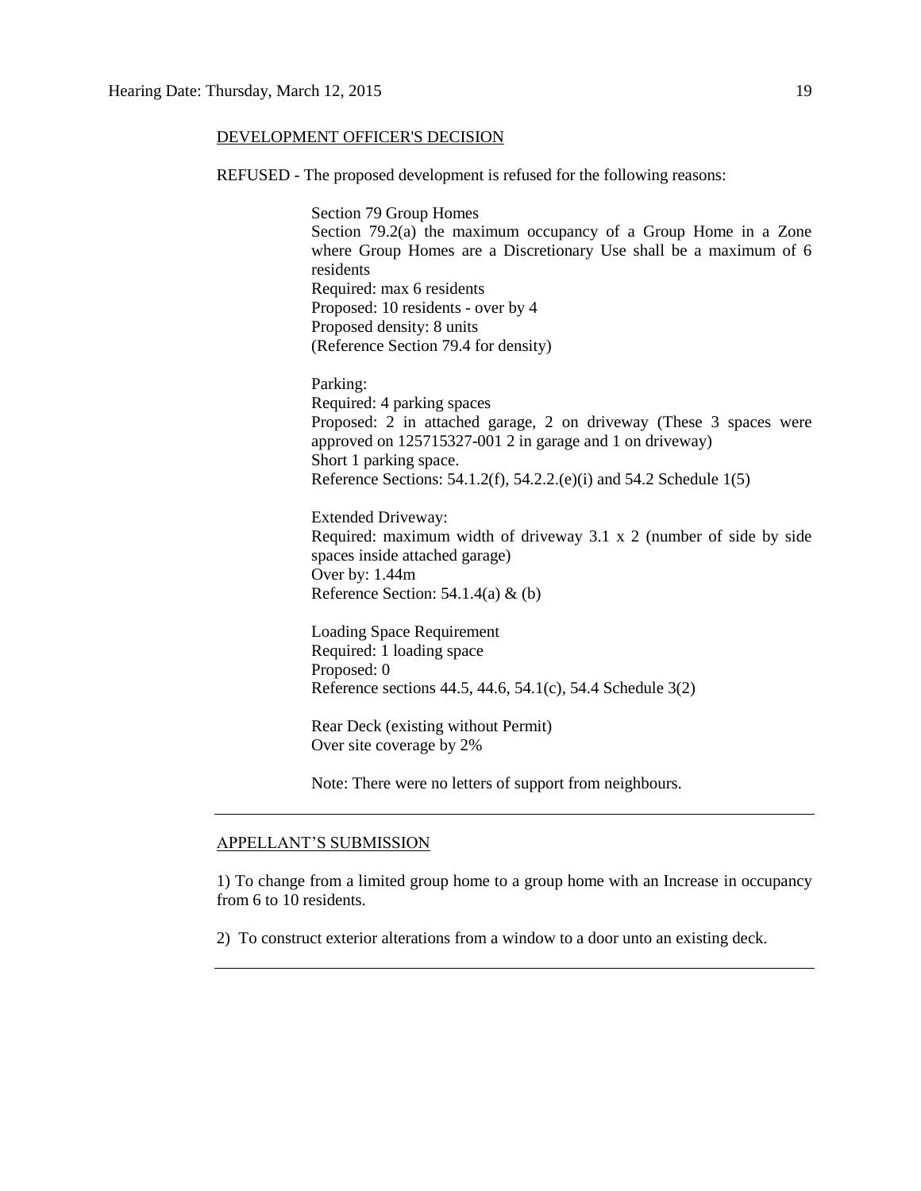DEVELOPMENT OFFICER'S DECISION

REFUSED - The proposed development is refused for the following reasons:

Section 79 Group Homes
Section 79.2(a) the maximum occupancy of a Group Home in a Zone where Group Homes are a Discretionary Use shall be a maximum of 6 residents
Required: max 6 residents
Proposed: 10 residents - over by 4
Proposed density: 8 units
(Reference Section 79.4 for density)

Parking:
Required: 4 parking spaces
Proposed: 2 in attached garage, 2 on driveway (These 3 spaces were approved on 125715327-001 2 in garage and 1 on driveway)
Short 1 parking space.
Reference Sections: 54.1.2(f), 54.2.2.(e)(i) and 54.2 Schedule 1(5)

Extended Driveway:
Required: maximum width of driveway 3.1 x 2 (number of side by side spaces inside attached garage)
Over by: 1.44m
Reference Section: 54.1.4(a) & (b)

Loading Space Requirement
Required: 1 loading space
Proposed: 0
Reference sections 44.5, 44.6, 54.1(c), 54.4 Schedule 3(2)

Rear Deck (existing without Permit)
Over site coverage by 2%

Note: There were no letters of support from neighbours.

---

APPELLANT'S SUBMISSION

1) To change from a limited group home to a group home with an Increase in occupancy from 6 to 10 residents.

2) To construct exterior alterations from a window to a door unto an existing deck.

---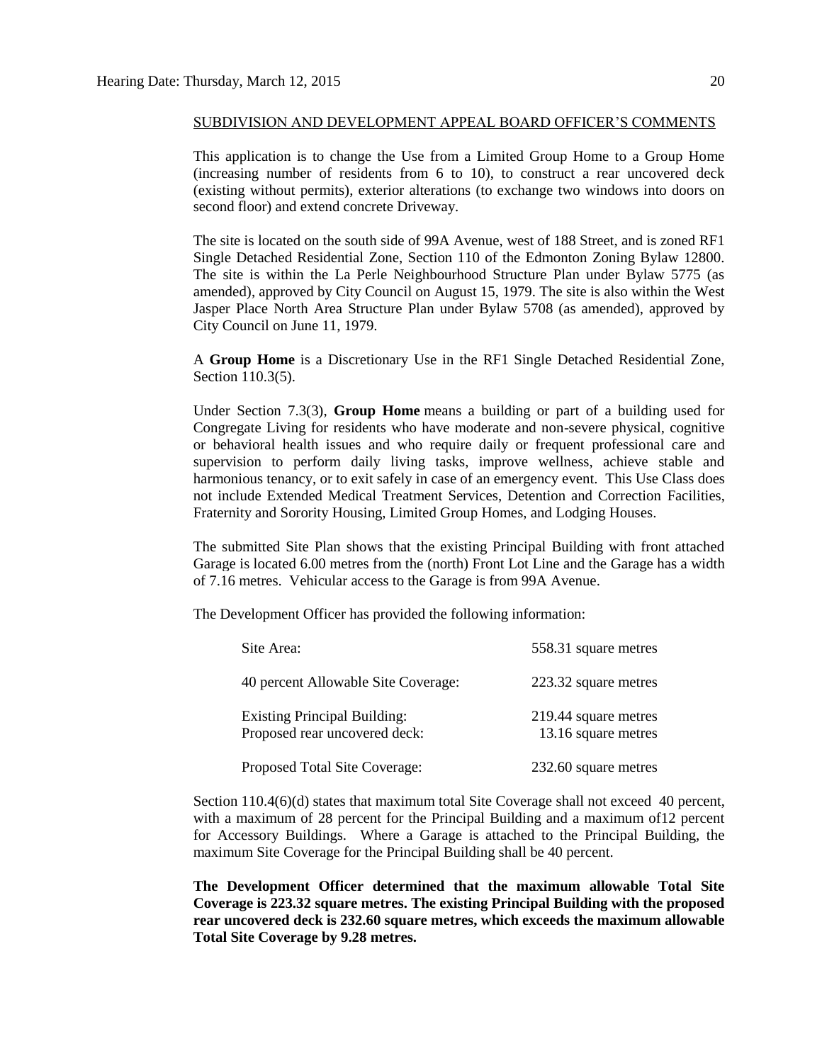SUBDIVISION AND DEVELOPMENT APPEAL BOARD OFFICER'S COMMENTS

This application is to change the Use from a Limited Group Home to a Group Home (increasing number of residents from 6 to 10), to construct a rear uncovered deck (existing without permits), exterior alterations (to exchange two windows into doors on second floor) and extend concrete Driveway.

The site is located on the south side of 99A Avenue, west of 188 Street, and is zoned RF1 Single Detached Residential Zone, Section 110 of the Edmonton Zoning Bylaw 12800. The site is within the La Perle Neighbourhood Structure Plan under Bylaw 5775 (as amended), approved by City Council on August 15, 1979. The site is also within the West Jasper Place North Area Structure Plan under Bylaw 5708 (as amended), approved by City Council on June 11, 1979.

A **Group Home** is a Discretionary Use in the RF1 Single Detached Residential Zone, Section 110.3(5).

Under Section 7.3(3), **Group Home** means a building or part of a building used for Congregate Living for residents who have moderate and non-severe physical, cognitive or behavioral health issues and who require daily or frequent professional care and supervision to perform daily living tasks, improve wellness, achieve stable and harmonious tenancy, or to exit safely in case of an emergency event. This Use Class does not include Extended Medical Treatment Services, Detention and Correction Facilities, Fraternity and Sorority Housing, Limited Group Homes, and Lodging Houses.

The submitted Site Plan shows that the existing Principal Building with front attached Garage is located 6.00 metres from the (north) Front Lot Line and the Garage has a width of 7.16 metres. Vehicular access to the Garage is from 99A Avenue.

The Development Officer has provided the following information:

| | |
|---|---|
| Site Area: | 558.31 square metres |
| 40 percent Allowable Site Coverage: | 223.32 square metres |
| Existing Principal Building: | 219.44 square metres |
| Proposed rear uncovered deck: | 13.16 square metres |
| Proposed Total Site Coverage: | 232.60 square metres |

Section 110.4(6)(d) states that maximum total Site Coverage shall not exceed 40 percent, with a maximum of 28 percent for the Principal Building and a maximum of12 percent for Accessory Buildings. Where a Garage is attached to the Principal Building, the maximum Site Coverage for the Principal Building shall be 40 percent.

**The Development Officer determined that the maximum allowable Total Site Coverage is 223.32 square metres. The existing Principal Building with the proposed rear uncovered deck is 232.60 square metres, which exceeds the maximum allowable Total Site Coverage by 9.28 metres.**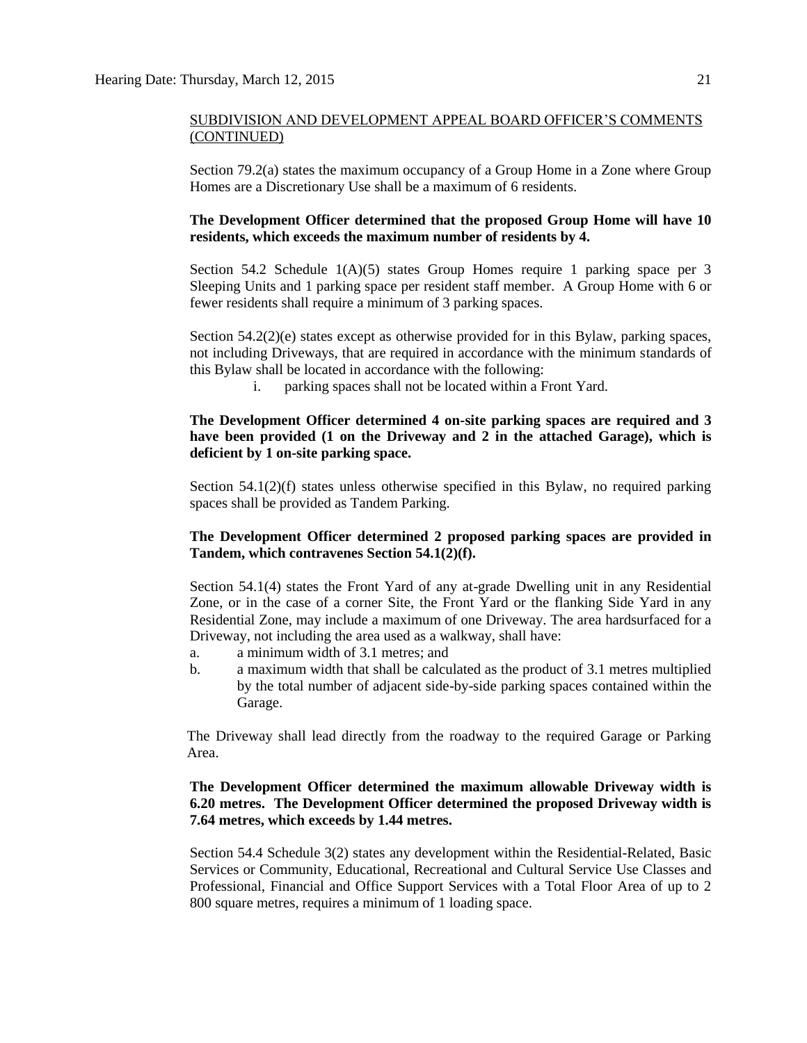SUBDIVISION AND DEVELOPMENT APPEAL BOARD OFFICER'S COMMENTS (CONTINUED)

Section 79.2(a) states the maximum occupancy of a Group Home in a Zone where Group Homes are a Discretionary Use shall be a maximum of 6 residents.

**The Development Officer determined that the proposed Group Home will have 10 residents, which exceeds the maximum number of residents by 4.**

Section 54.2 Schedule 1(A)(5) states Group Homes require 1 parking space per 3 Sleeping Units and 1 parking space per resident staff member. A Group Home with 6 or fewer residents shall require a minimum of 3 parking spaces.

Section 54.2(2)(e) states except as otherwise provided for in this Bylaw, parking spaces, not including Driveways, that are required in accordance with the minimum standards of this Bylaw shall be located in accordance with the following:

i. parking spaces shall not be located within a Front Yard.

**The Development Officer determined 4 on-site parking spaces are required and 3 have been provided (1 on the Driveway and 2 in the attached Garage), which is deficient by 1 on-site parking space.**

Section 54.1(2)(f) states unless otherwise specified in this Bylaw, no required parking spaces shall be provided as Tandem Parking.

**The Development Officer determined 2 proposed parking spaces are provided in Tandem, which contravenes Section 54.1(2)(f).**

Section 54.1(4) states the Front Yard of any at-grade Dwelling unit in any Residential Zone, or in the case of a corner Site, the Front Yard or the flanking Side Yard in any Residential Zone, may include a maximum of one Driveway. The area hardsurfaced for a Driveway, not including the area used as a walkway, shall have:

a. a minimum width of 3.1 metres; and
b. a maximum width that shall be calculated as the product of 3.1 metres multiplied by the total number of adjacent side-by-side parking spaces contained within the Garage.

The Driveway shall lead directly from the roadway to the required Garage or Parking Area.

**The Development Officer determined the maximum allowable Driveway width is 6.20 metres. The Development Officer determined the proposed Driveway width is 7.64 metres, which exceeds by 1.44 metres.**

Section 54.4 Schedule 3(2) states any development within the Residential-Related, Basic Services or Community, Educational, Recreational and Cultural Service Use Classes and Professional, Financial and Office Support Services with a Total Floor Area of up to 2 800 square metres, requires a minimum of 1 loading space.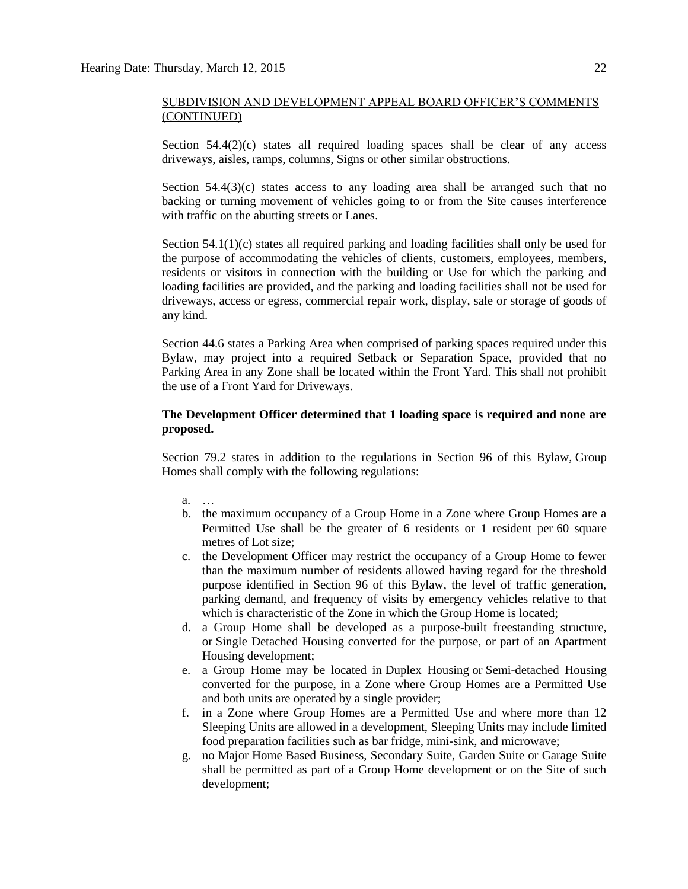SUBDIVISION AND DEVELOPMENT APPEAL BOARD OFFICER'S COMMENTS (CONTINUED)

Section 54.4(2)(c) states all required loading spaces shall be clear of any access driveways, aisles, ramps, columns, Signs or other similar obstructions.

Section 54.4(3)(c) states access to any loading area shall be arranged such that no backing or turning movement of vehicles going to or from the Site causes interference with traffic on the abutting streets or Lanes.

Section 54.1(1)(c) states all required parking and loading facilities shall only be used for the purpose of accommodating the vehicles of clients, customers, employees, members, residents or visitors in connection with the building or Use for which the parking and loading facilities are provided, and the parking and loading facilities shall not be used for driveways, access or egress, commercial repair work, display, sale or storage of goods of any kind.

Section 44.6 states a Parking Area when comprised of parking spaces required under this Bylaw, may project into a required Setback or Separation Space, provided that no Parking Area in any Zone shall be located within the Front Yard. This shall not prohibit the use of a Front Yard for Driveways.

**The Development Officer determined that 1 loading space is required and none are proposed.**

Section 79.2 states in addition to the regulations in Section 96 of this Bylaw, Group Homes shall comply with the following regulations:

a. …
b. the maximum occupancy of a Group Home in a Zone where Group Homes are a Permitted Use shall be the greater of 6 residents or 1 resident per 60 square metres of Lot size;
c. the Development Officer may restrict the occupancy of a Group Home to fewer than the maximum number of residents allowed having regard for the threshold purpose identified in Section 96 of this Bylaw, the level of traffic generation, parking demand, and frequency of visits by emergency vehicles relative to that which is characteristic of the Zone in which the Group Home is located;
d. a Group Home shall be developed as a purpose-built freestanding structure, or Single Detached Housing converted for the purpose, or part of an Apartment Housing development;
e. a Group Home may be located in Duplex Housing or Semi-detached Housing converted for the purpose, in a Zone where Group Homes are a Permitted Use and both units are operated by a single provider;
f. in a Zone where Group Homes are a Permitted Use and where more than 12 Sleeping Units are allowed in a development, Sleeping Units may include limited food preparation facilities such as bar fridge, mini-sink, and microwave;
g. no Major Home Based Business, Secondary Suite, Garden Suite or Garage Suite shall be permitted as part of a Group Home development or on the Site of such development;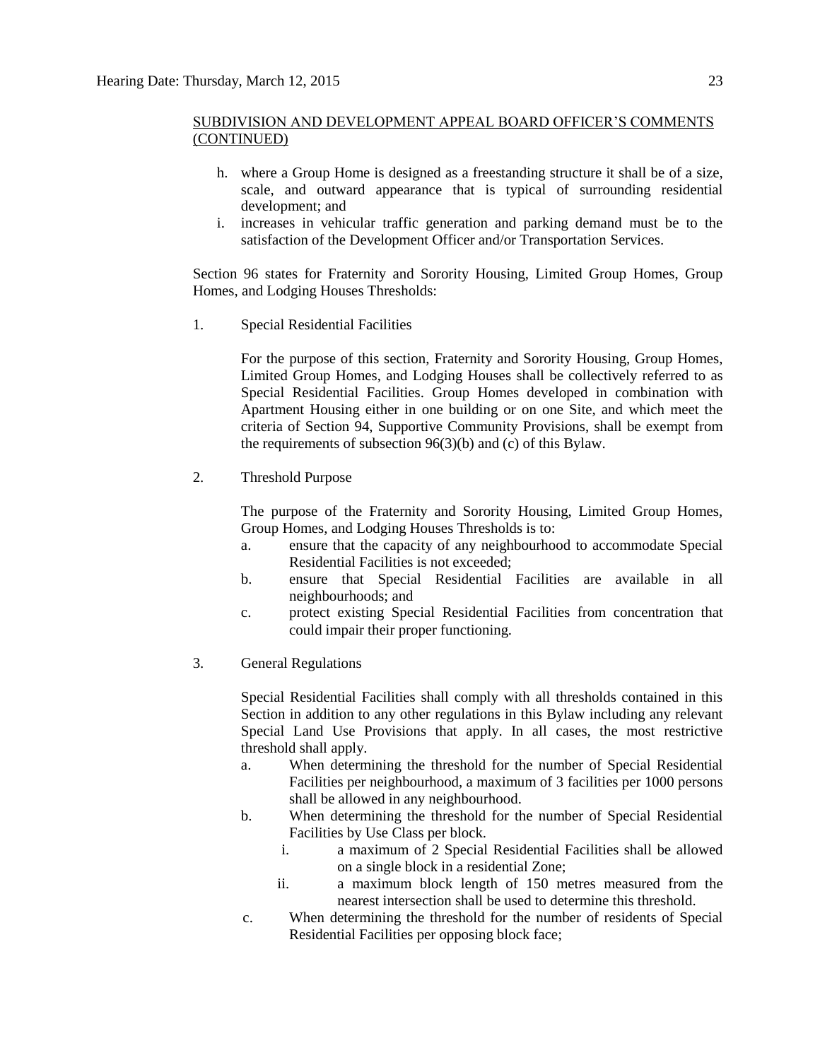SUBDIVISION AND DEVELOPMENT APPEAL BOARD OFFICER'S COMMENTS (CONTINUED)

h. where a Group Home is designed as a freestanding structure it shall be of a size, scale, and outward appearance that is typical of surrounding residential development; and
i. increases in vehicular traffic generation and parking demand must be to the satisfaction of the Development Officer and/or Transportation Services.

Section 96 states for Fraternity and Sorority Housing, Limited Group Homes, Group Homes, and Lodging Houses Thresholds:

1. Special Residential Facilities

   For the purpose of this section, Fraternity and Sorority Housing, Group Homes, Limited Group Homes, and Lodging Houses shall be collectively referred to as Special Residential Facilities. Group Homes developed in combination with Apartment Housing either in one building or on one Site, and which meet the criteria of Section 94, Supportive Community Provisions, shall be exempt from the requirements of subsection 96(3)(b) and (c) of this Bylaw.

2. Threshold Purpose

   The purpose of the Fraternity and Sorority Housing, Limited Group Homes, Group Homes, and Lodging Houses Thresholds is to:
   a. ensure that the capacity of any neighbourhood to accommodate Special Residential Facilities is not exceeded;
   b. ensure that Special Residential Facilities are available in all neighbourhoods; and
   c. protect existing Special Residential Facilities from concentration that could impair their proper functioning.

3. General Regulations

   Special Residential Facilities shall comply with all thresholds contained in this Section in addition to any other regulations in this Bylaw including any relevant Special Land Use Provisions that apply. In all cases, the most restrictive threshold shall apply.
   a. When determining the threshold for the number of Special Residential Facilities per neighbourhood, a maximum of 3 facilities per 1000 persons shall be allowed in any neighbourhood.
   b. When determining the threshold for the number of Special Residential Facilities by Use Class per block.
      i. a maximum of 2 Special Residential Facilities shall be allowed on a single block in a residential Zone;
      ii. a maximum block length of 150 metres measured from the nearest intersection shall be used to determine this threshold.
   c. When determining the threshold for the number of residents of Special Residential Facilities per opposing block face;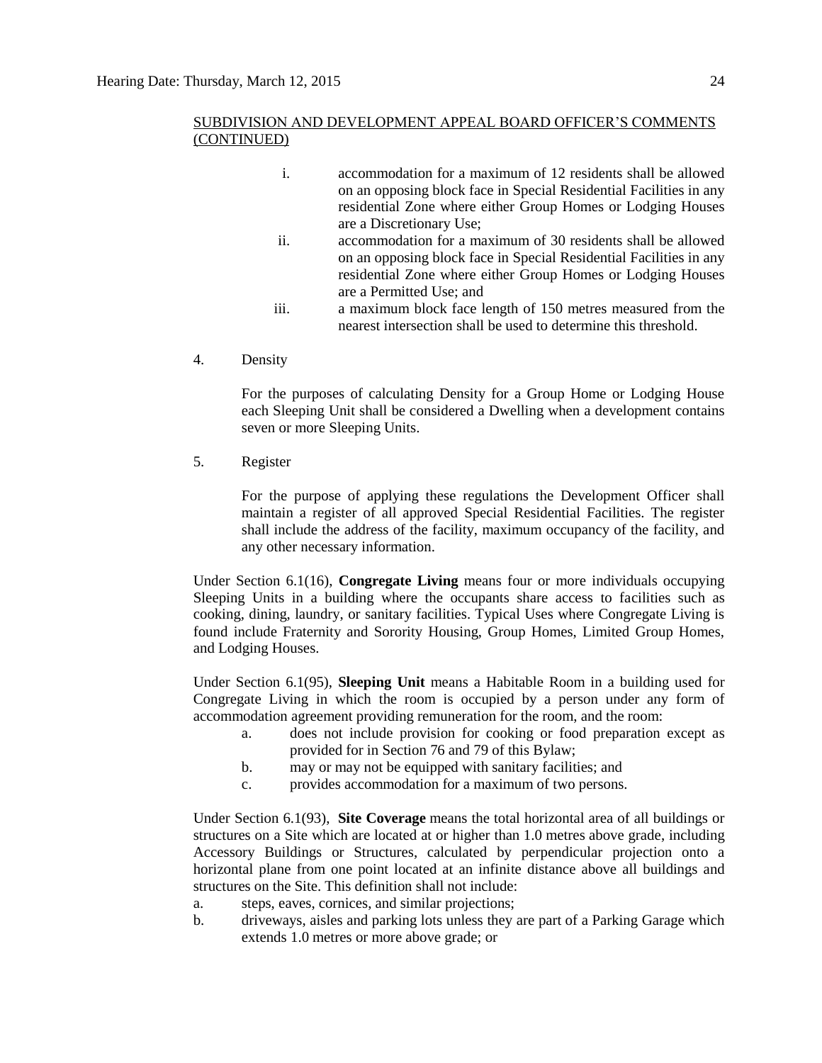SUBDIVISION AND DEVELOPMENT APPEAL BOARD OFFICER'S COMMENTS (CONTINUED)

i. accommodation for a maximum of 12 residents shall be allowed on an opposing block face in Special Residential Facilities in any residential Zone where either Group Homes or Lodging Houses are a Discretionary Use;

ii. accommodation for a maximum of 30 residents shall be allowed on an opposing block face in Special Residential Facilities in any residential Zone where either Group Homes or Lodging Houses are a Permitted Use; and

iii. a maximum block face length of 150 metres measured from the nearest intersection shall be used to determine this threshold.

4. Density

   For the purposes of calculating Density for a Group Home or Lodging House each Sleeping Unit shall be considered a Dwelling when a development contains seven or more Sleeping Units.

5. Register

   For the purpose of applying these regulations the Development Officer shall maintain a register of all approved Special Residential Facilities. The register shall include the address of the facility, maximum occupancy of the facility, and any other necessary information.

Under Section 6.1(16), **Congregate Living** means four or more individuals occupying Sleeping Units in a building where the occupants share access to facilities such as cooking, dining, laundry, or sanitary facilities. Typical Uses where Congregate Living is found include Fraternity and Sorority Housing, Group Homes, Limited Group Homes, and Lodging Houses.

Under Section 6.1(95), **Sleeping Unit** means a Habitable Room in a building used for Congregate Living in which the room is occupied by a person under any form of accommodation agreement providing remuneration for the room, and the room:

a. does not include provision for cooking or food preparation except as provided for in Section 76 and 79 of this Bylaw;
b. may or may not be equipped with sanitary facilities; and
c. provides accommodation for a maximum of two persons.

Under Section 6.1(93), **Site Coverage** means the total horizontal area of all buildings or structures on a Site which are located at or higher than 1.0 metres above grade, including Accessory Buildings or Structures, calculated by perpendicular projection onto a horizontal plane from one point located at an infinite distance above all buildings and structures on the Site. This definition shall not include:

a. steps, eaves, cornices, and similar projections;
b. driveways, aisles and parking lots unless they are part of a Parking Garage which extends 1.0 metres or more above grade; or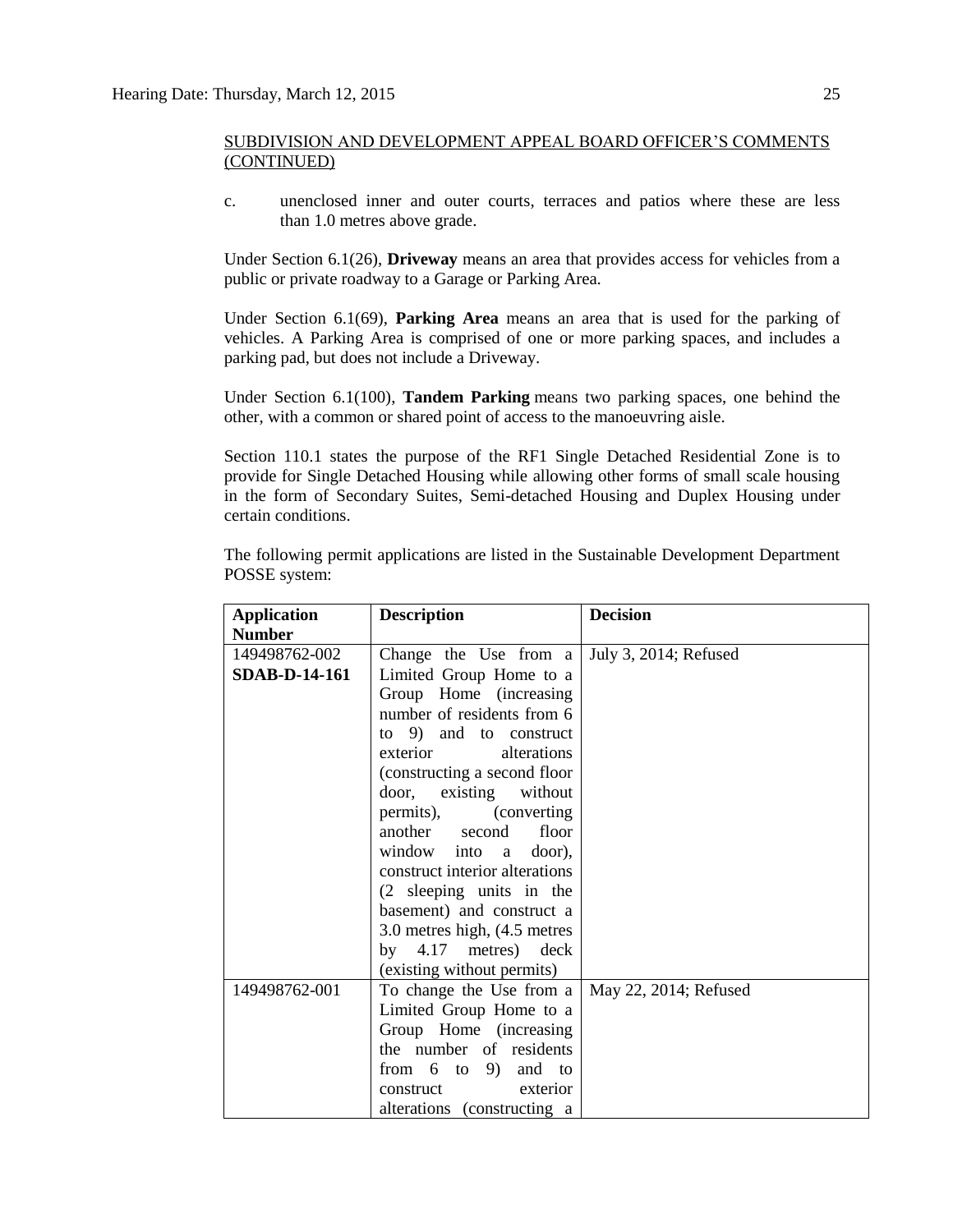SUBDIVISION AND DEVELOPMENT APPEAL BOARD OFFICER'S COMMENTS (CONTINUED)

c. unenclosed inner and outer courts, terraces and patios where these are less than 1.0 metres above grade.

Under Section 6.1(26), **Driveway** means an area that provides access for vehicles from a public or private roadway to a Garage or Parking Area.

Under Section 6.1(69), **Parking Area** means an area that is used for the parking of vehicles. A Parking Area is comprised of one or more parking spaces, and includes a parking pad, but does not include a Driveway.

Under Section 6.1(100), **Tandem Parking** means two parking spaces, one behind the other, with a common or shared point of access to the manoeuvring aisle.

Section 110.1 states the purpose of the RF1 Single Detached Residential Zone is to provide for Single Detached Housing while allowing other forms of small scale housing in the form of Secondary Suites, Semi-detached Housing and Duplex Housing under certain conditions.

The following permit applications are listed in the Sustainable Development Department POSSE system:

| Application Number | Description | Decision |
|---|---|---|
| 149498762-002 **SDAB-D-14-161** | Change the Use from a Limited Group Home to a Group Home (increasing number of residents from 6 to 9) and to construct exterior alterations (constructing a second floor door, existing without permits), (converting another second floor window into a door), construct interior alterations (2 sleeping units in the basement) and construct a 3.0 metres high, (4.5 metres by 4.17 metres) deck (existing without permits) | July 3, 2014; Refused |
| 149498762-001 | To change the Use from a Limited Group Home to a Group Home (increasing the number of residents from 6 to 9) and to construct exterior alterations (constructing a | May 22, 2014; Refused |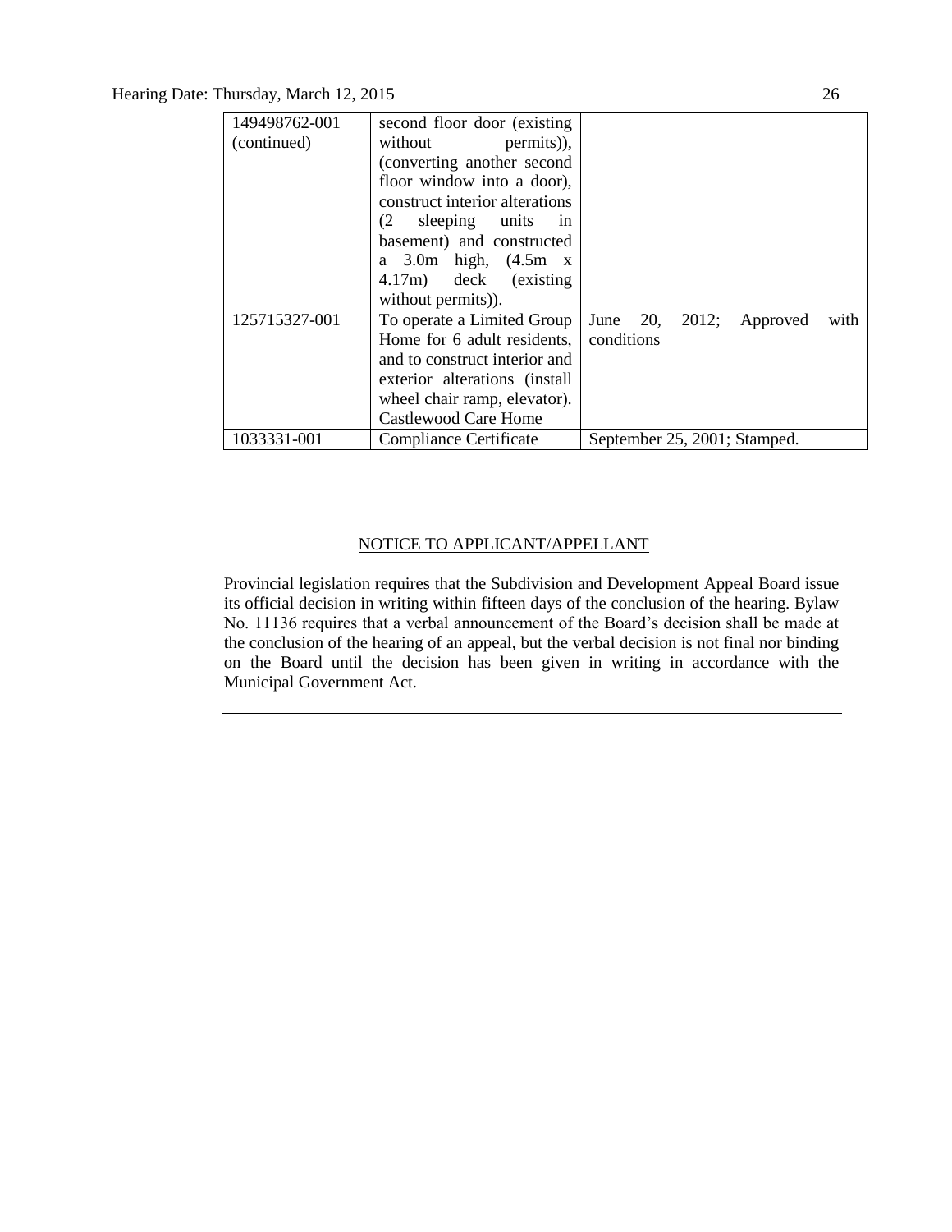| | | |
|---|---|---|
| 149498762-001 (continued) | second floor door (existing without permits)), (converting another second floor window into a door), construct interior alterations (2 sleeping units in basement) and constructed a 3.0m high, (4.5m x 4.17m) deck (existing without permits)). | |
| 125715327-001 | To operate a Limited Group Home for 6 adult residents, and to construct interior and exterior alterations (install wheel chair ramp, elevator). Castlewood Care Home | June 20, 2012; Approved with conditions |
| 1033331-001 | Compliance Certificate | September 25, 2001; Stamped. |

---

NOTICE TO APPLICANT/APPELLANT

Provincial legislation requires that the Subdivision and Development Appeal Board issue its official decision in writing within fifteen days of the conclusion of the hearing. Bylaw No. 11136 requires that a verbal announcement of the Board's decision shall be made at the conclusion of the hearing of an appeal, but the verbal decision is not final nor binding on the Board until the decision has been given in writing in accordance with the Municipal Government Act.

---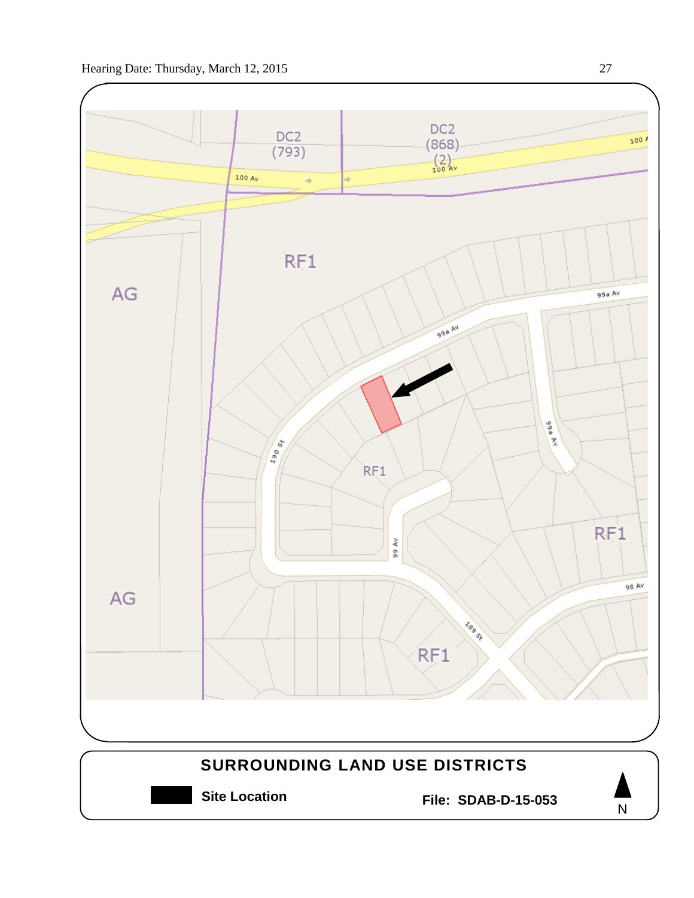DC2 (793)

DC2 (868) (2)

100 Av

RF1

AG

99a Av

190 St

99 Av

189 St

98 Av

RF1

RF1

AG

RF1

**SURROUNDING LAND USE DISTRICTS**

**Site Location**

**File: SDAB-D-15-053**

N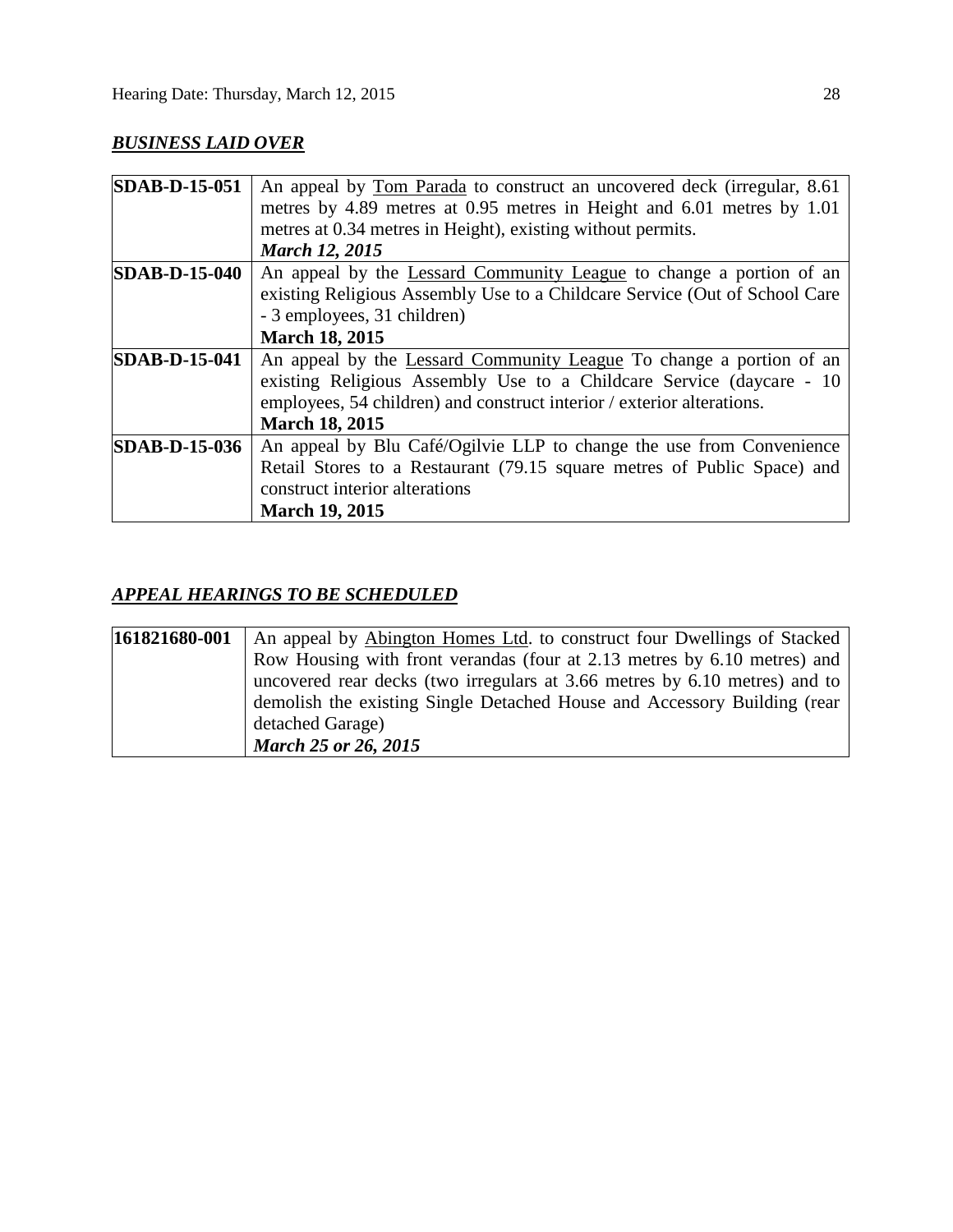***BUSINESS LAID OVER***

| | |
|---|---|
| **SDAB-D-15-051** | An appeal by Tom Parada to construct an uncovered deck (irregular, 8.61 metres by 4.89 metres at 0.95 metres in Height and 6.01 metres by 1.01 metres at 0.34 metres in Height), existing without permits.<br>***March 12, 2015*** |
| **SDAB-D-15-040** | An appeal by the Lessard Community League to change a portion of an existing Religious Assembly Use to a Childcare Service (Out of School Care - 3 employees, 31 children)<br>**March 18, 2015** |
| **SDAB-D-15-041** | An appeal by the Lessard Community League To change a portion of an existing Religious Assembly Use to a Childcare Service (daycare - 10 employees, 54 children) and construct interior / exterior alterations.<br>**March 18, 2015** |
| **SDAB-D-15-036** | An appeal by Blu Café/Ogilvie LLP to change the use from Convenience Retail Stores to a Restaurant (79.15 square metres of Public Space) and construct interior alterations<br>**March 19, 2015** |

***APPEAL HEARINGS TO BE SCHEDULED***

| | |
|---|---|
| **161821680-001** | An appeal by Abington Homes Ltd. to construct four Dwellings of Stacked Row Housing with front verandas (four at 2.13 metres by 6.10 metres) and uncovered rear decks (two irregulars at 3.66 metres by 6.10 metres) and to demolish the existing Single Detached House and Accessory Building (rear detached Garage)<br>***March 25 or 26, 2015*** |